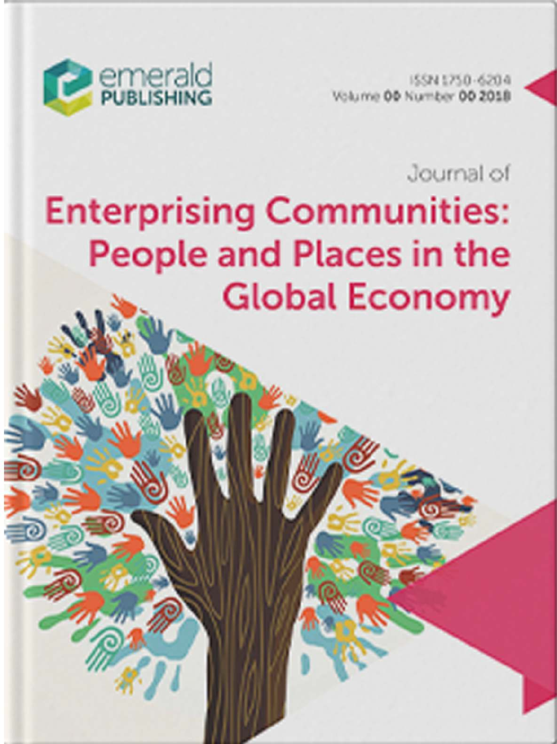emerald PUBLISHING

ISSN 1750-6204
Volume 00 Number 00 2018

Journal of

# Enterprising Communities: People and Places in the Global Economy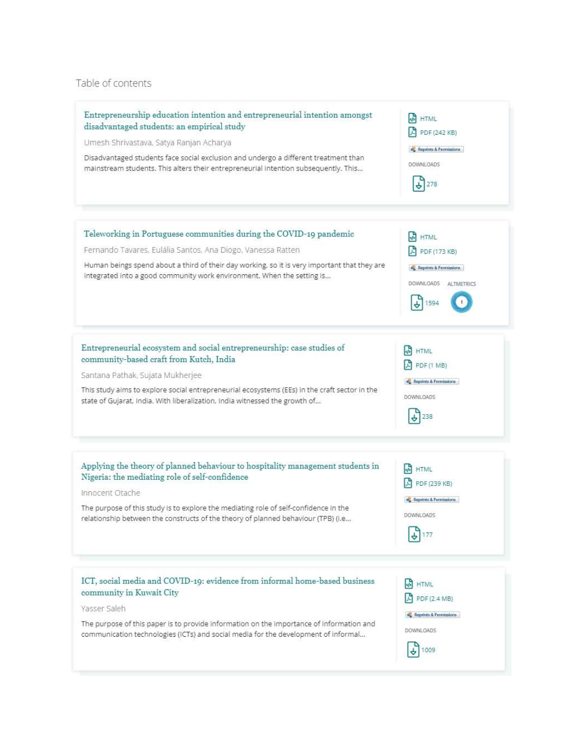Table of contents

### Entrepreneurship education intention and entrepreneurial intention amongst disadvantaged students: an empirical study

Umesh Shrivastava, Satya Ranjan Acharya

Disadvantaged students face social exclusion and undergo a different treatment than mainstream students. This alters their entrepreneurial intention subsequently. This...

HTML
PDF (242 KB)
Reprints & Permissions
DOWNLOADS
278

### Teleworking in Portuguese communities during the COVID-19 pandemic

Fernando Tavares, Eulália Santos, Ana Diogo, Vanessa Ratten

Human beings spend about a third of their day working, so it is very important that they are integrated into a good community work environment. When the setting is...

HTML
PDF (173 KB)
Reprints & Permissions
DOWNLOADS
1594
ALTMETRICS
1

### Entrepreneurial ecosystem and social entrepreneurship: case studies of community-based craft from Kutch, India

Santana Pathak, Sujata Mukherjee

This study aims to explore social entrepreneurial ecosystems (EEs) in the craft sector in the state of Gujarat, India. With liberalization, India witnessed the growth of...

HTML
PDF (1 MB)
Reprints & Permissions
DOWNLOADS
238

### Applying the theory of planned behaviour to hospitality management students in Nigeria: the mediating role of self-confidence

Innocent Otache

The purpose of this study is to explore the mediating role of self-confidence in the relationship between the constructs of the theory of planned behaviour (TPB) (i.e...

HTML
PDF (239 KB)
Reprints & Permissions
DOWNLOADS
177

### ICT, social media and COVID-19: evidence from informal home-based business community in Kuwait City

Yasser Saleh

The purpose of this paper is to provide information on the importance of information and communication technologies (ICTs) and social media for the development of informal...

HTML
PDF (2.4 MB)
Reprints & Permissions
DOWNLOADS
1009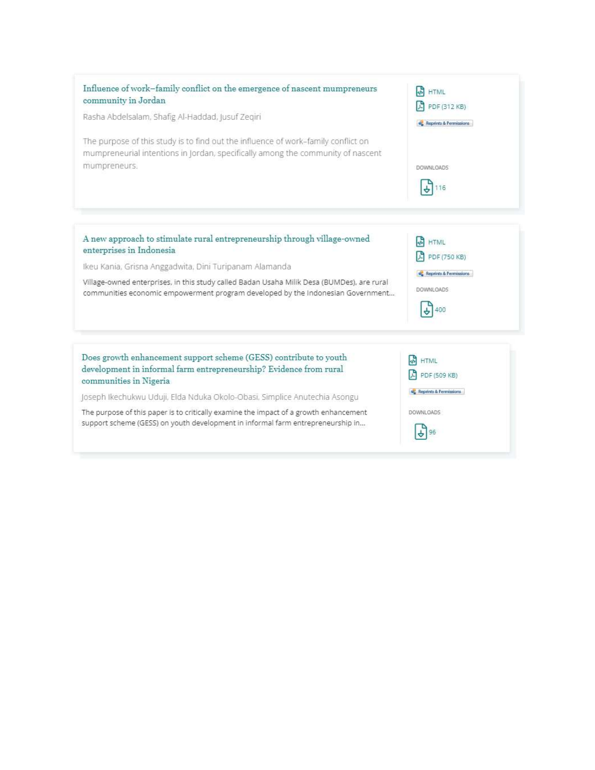### Influence of work–family conflict on the emergence of nascent mumpreneurs community in Jordan

Rasha Abdelsalam, Shafig Al-Haddad, Jusuf Zeqiri

The purpose of this study is to find out the influence of work–family conflict on mumpreneurial intentions in Jordan, specifically among the community of nascent mumpreneurs.

HTML
PDF (312 KB)
Reprints & Permissions

DOWNLOADS
116

### A new approach to stimulate rural entrepreneurship through village-owned enterprises in Indonesia

Ikeu Kania, Grisna Anggadwita, Dini Turipanam Alamanda

Village-owned enterprises, in this study called Badan Usaha Milik Desa (BUMDes), are rural communities economic empowerment program developed by the Indonesian Government...

HTML
PDF (750 KB)
Reprints & Permissions

DOWNLOADS
400

### Does growth enhancement support scheme (GESS) contribute to youth development in informal farm entrepreneurship? Evidence from rural communities in Nigeria

Joseph Ikechukwu Uduji, Elda Nduka Okolo-Obasi, Simplice Anutechia Asongu

The purpose of this paper is to critically examine the impact of a growth enhancement support scheme (GESS) on youth development in informal farm entrepreneurship in...

HTML
PDF (509 KB)
Reprints & Permissions

DOWNLOADS
96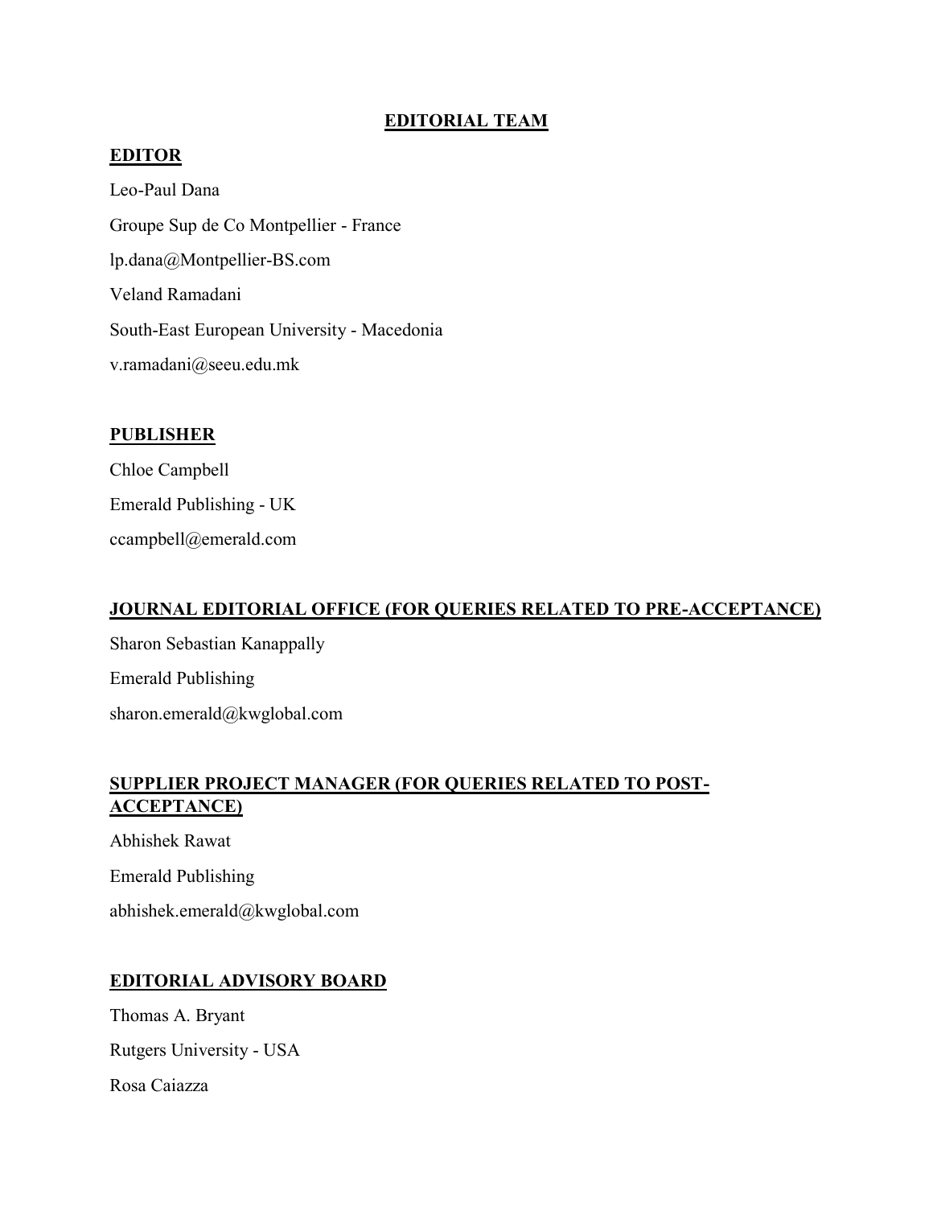# EDITORIAL TEAM

## EDITOR

Leo-Paul Dana

Groupe Sup de Co Montpellier - France

lp.dana@Montpellier-BS.com

Veland Ramadani

South-East European University - Macedonia

v.ramadani@seeu.edu.mk

## PUBLISHER

Chloe Campbell

Emerald Publishing - UK

ccampbell@emerald.com

## JOURNAL EDITORIAL OFFICE (FOR QUERIES RELATED TO PRE-ACCEPTANCE)

Sharon Sebastian Kanappally

Emerald Publishing

sharon.emerald@kwglobal.com

## SUPPLIER PROJECT MANAGER (FOR QUERIES RELATED TO POST-ACCEPTANCE)

Abhishek Rawat

Emerald Publishing

abhishek.emerald@kwglobal.com

## EDITORIAL ADVISORY BOARD

Thomas A. Bryant

Rutgers University - USA

Rosa Caiazza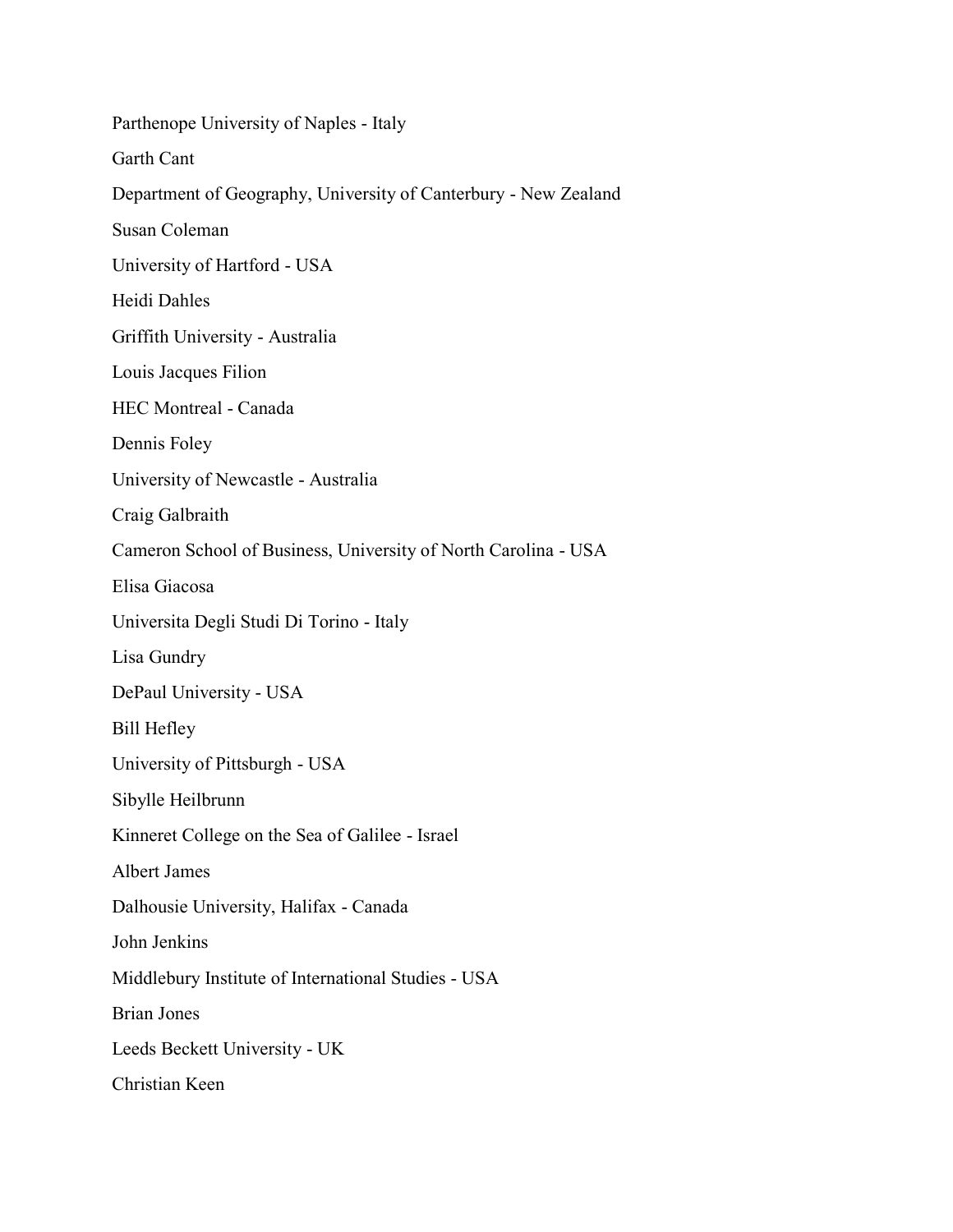Parthenope University of Naples - Italy

Garth Cant

Department of Geography, University of Canterbury - New Zealand

Susan Coleman

University of Hartford - USA

Heidi Dahles

Griffith University - Australia

Louis Jacques Filion

HEC Montreal - Canada

Dennis Foley

University of Newcastle - Australia

Craig Galbraith

Cameron School of Business, University of North Carolina - USA

Elisa Giacosa

Universita Degli Studi Di Torino - Italy

Lisa Gundry

DePaul University - USA

Bill Hefley

University of Pittsburgh - USA

Sibylle Heilbrunn

Kinneret College on the Sea of Galilee - Israel

Albert James

Dalhousie University, Halifax - Canada

John Jenkins

Middlebury Institute of International Studies - USA

Brian Jones

Leeds Beckett University - UK

Christian Keen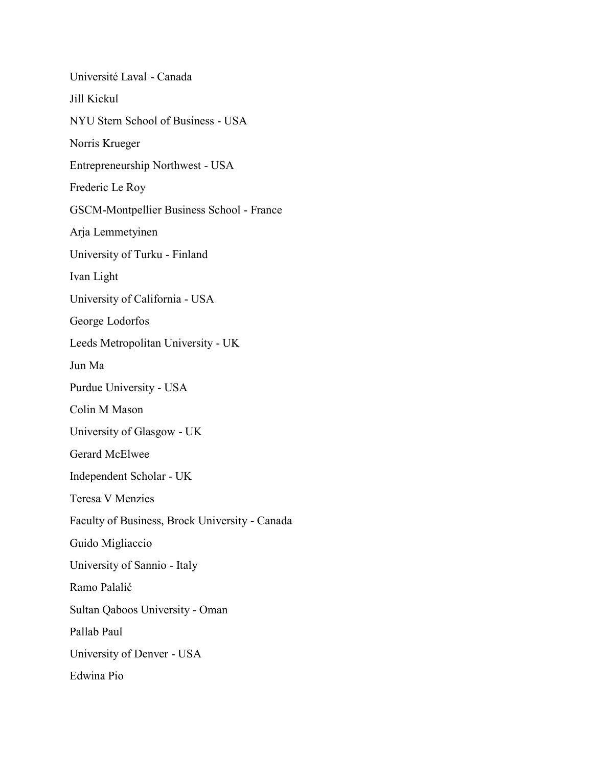Université Laval - Canada

Jill Kickul

NYU Stern School of Business - USA

Norris Krueger

Entrepreneurship Northwest - USA

Frederic Le Roy

GSCM-Montpellier Business School - France

Arja Lemmetyinen

University of Turku - Finland

Ivan Light

University of California - USA

George Lodorfos

Leeds Metropolitan University - UK

Jun Ma

Purdue University - USA

Colin M Mason

University of Glasgow - UK

Gerard McElwee

Independent Scholar - UK

Teresa V Menzies

Faculty of Business, Brock University - Canada

Guido Migliaccio

University of Sannio - Italy

Ramo Palalić

Sultan Qaboos University - Oman

Pallab Paul

University of Denver - USA

Edwina Pio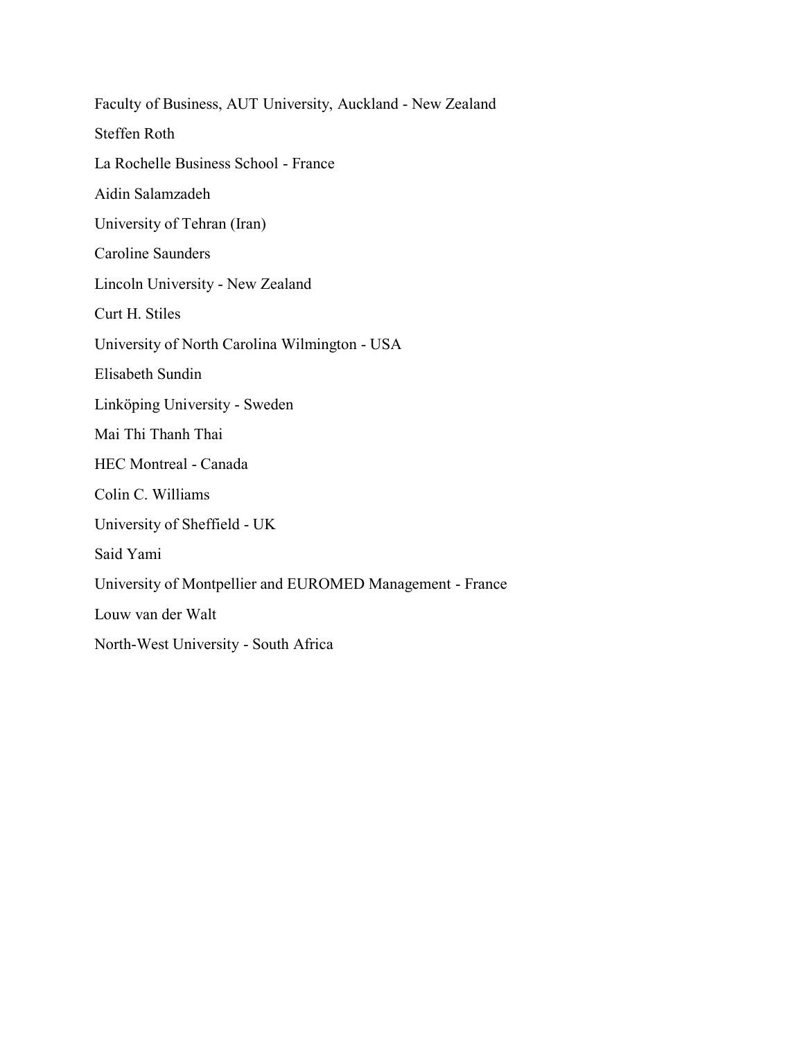Faculty of Business, AUT University, Auckland - New Zealand

Steffen Roth

La Rochelle Business School - France

Aidin Salamzadeh

University of Tehran (Iran)

Caroline Saunders

Lincoln University - New Zealand

Curt H. Stiles

University of North Carolina Wilmington - USA

Elisabeth Sundin

Linköping University - Sweden

Mai Thi Thanh Thai

HEC Montreal - Canada

Colin C. Williams

University of Sheffield - UK

Said Yami

University of Montpellier and EUROMED Management - France

Louw van der Walt

North-West University - South Africa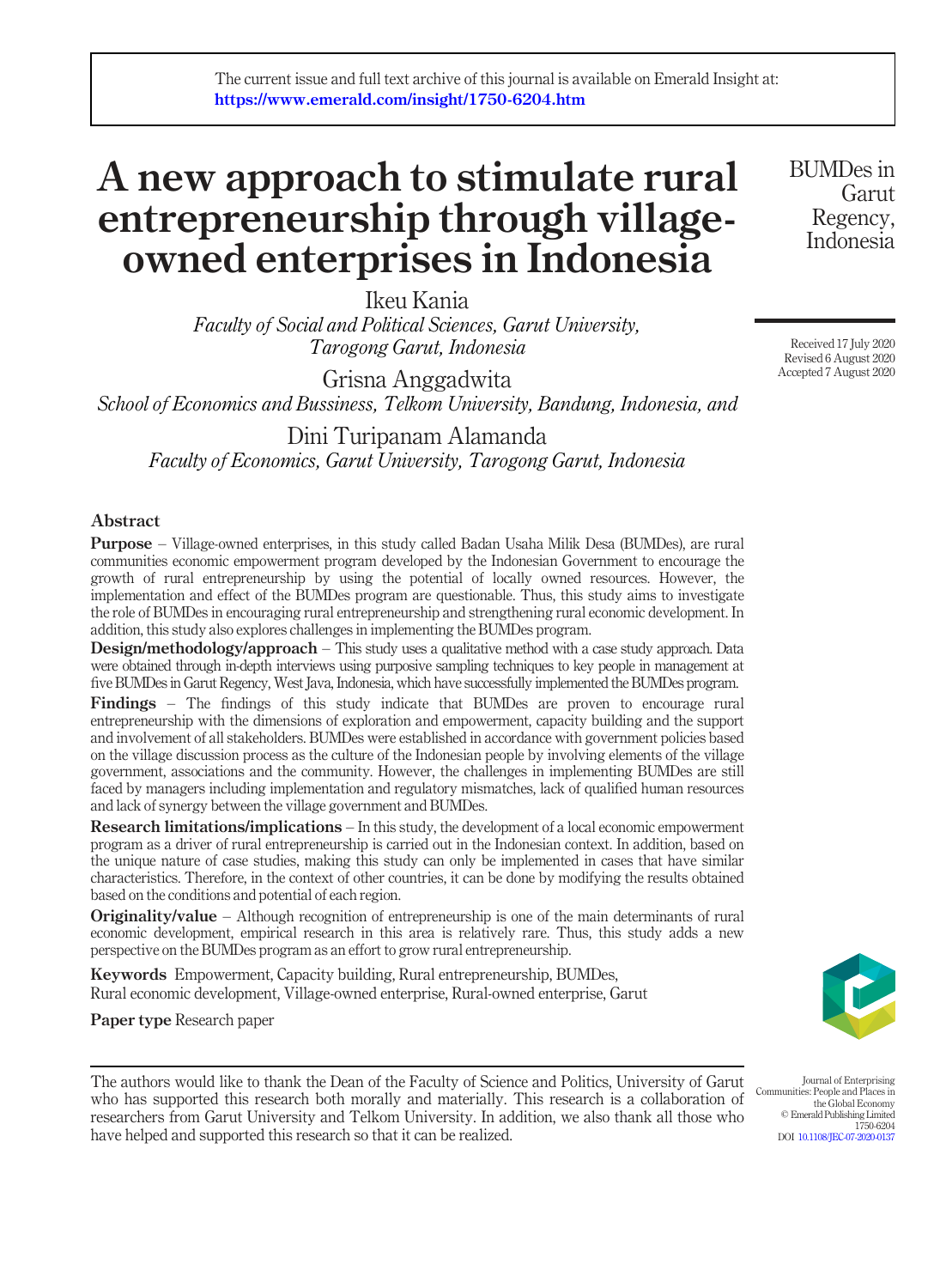The current issue and full text archive of this journal is available on Emerald Insight at: **https://www.emerald.com/insight/1750-6204.htm**

# A new approach to stimulate rural entrepreneurship through village-owned enterprises in Indonesia

BUMDes in Garut Regency, Indonesia

Ikeu Kania
*Faculty of Social and Political Sciences, Garut University, Tarogong Garut, Indonesia*

Grisna Anggadwita
*School of Economics and Bussiness, Telkom University, Bandung, Indonesia, and*

Dini Turipanam Alamanda
*Faculty of Economics, Garut University, Tarogong Garut, Indonesia*

Received 17 July 2020
Revised 6 August 2020
Accepted 7 August 2020

## Abstract

**Purpose** – Village-owned enterprises, in this study called Badan Usaha Milik Desa (BUMDes), are rural communities economic empowerment program developed by the Indonesian Government to encourage the growth of rural entrepreneurship by using the potential of locally owned resources. However, the implementation and effect of the BUMDes program are questionable. Thus, this study aims to investigate the role of BUMDes in encouraging rural entrepreneurship and strengthening rural economic development. In addition, this study also explores challenges in implementing the BUMDes program.

**Design/methodology/approach** – This study uses a qualitative method with a case study approach. Data were obtained through in-depth interviews using purposive sampling techniques to key people in management at five BUMDes in Garut Regency, West Java, Indonesia, which have successfully implemented the BUMDes program.

**Findings** – The findings of this study indicate that BUMDes are proven to encourage rural entrepreneurship with the dimensions of exploration and empowerment, capacity building and the support and involvement of all stakeholders. BUMDes were established in accordance with government policies based on the village discussion process as the culture of the Indonesian people by involving elements of the village government, associations and the community. However, the challenges in implementing BUMDes are still faced by managers including implementation and regulatory mismatches, lack of qualified human resources and lack of synergy between the village government and BUMDes.

**Research limitations/implications** – In this study, the development of a local economic empowerment program as a driver of rural entrepreneurship is carried out in the Indonesian context. In addition, based on the unique nature of case studies, making this study can only be implemented in cases that have similar characteristics. Therefore, in the context of other countries, it can be done by modifying the results obtained based on the conditions and potential of each region.

**Originality/value** – Although recognition of entrepreneurship is one of the main determinants of rural economic development, empirical research in this area is relatively rare. Thus, this study adds a new perspective on the BUMDes program as an effort to grow rural entrepreneurship.

**Keywords** Empowerment, Capacity building, Rural entrepreneurship, BUMDes, Rural economic development, Village-owned enterprise, Rural-owned enterprise, Garut

**Paper type** Research paper

The authors would like to thank the Dean of the Faculty of Science and Politics, University of Garut who has supported this research both morally and materially. This research is a collaboration of researchers from Garut University and Telkom University. In addition, we also thank all those who have helped and supported this research so that it can be realized.

Journal of Enterprising Communities: People and Places in the Global Economy
© Emerald Publishing Limited
1750-6204
DOI 10.1108/JEC-07-2020-0137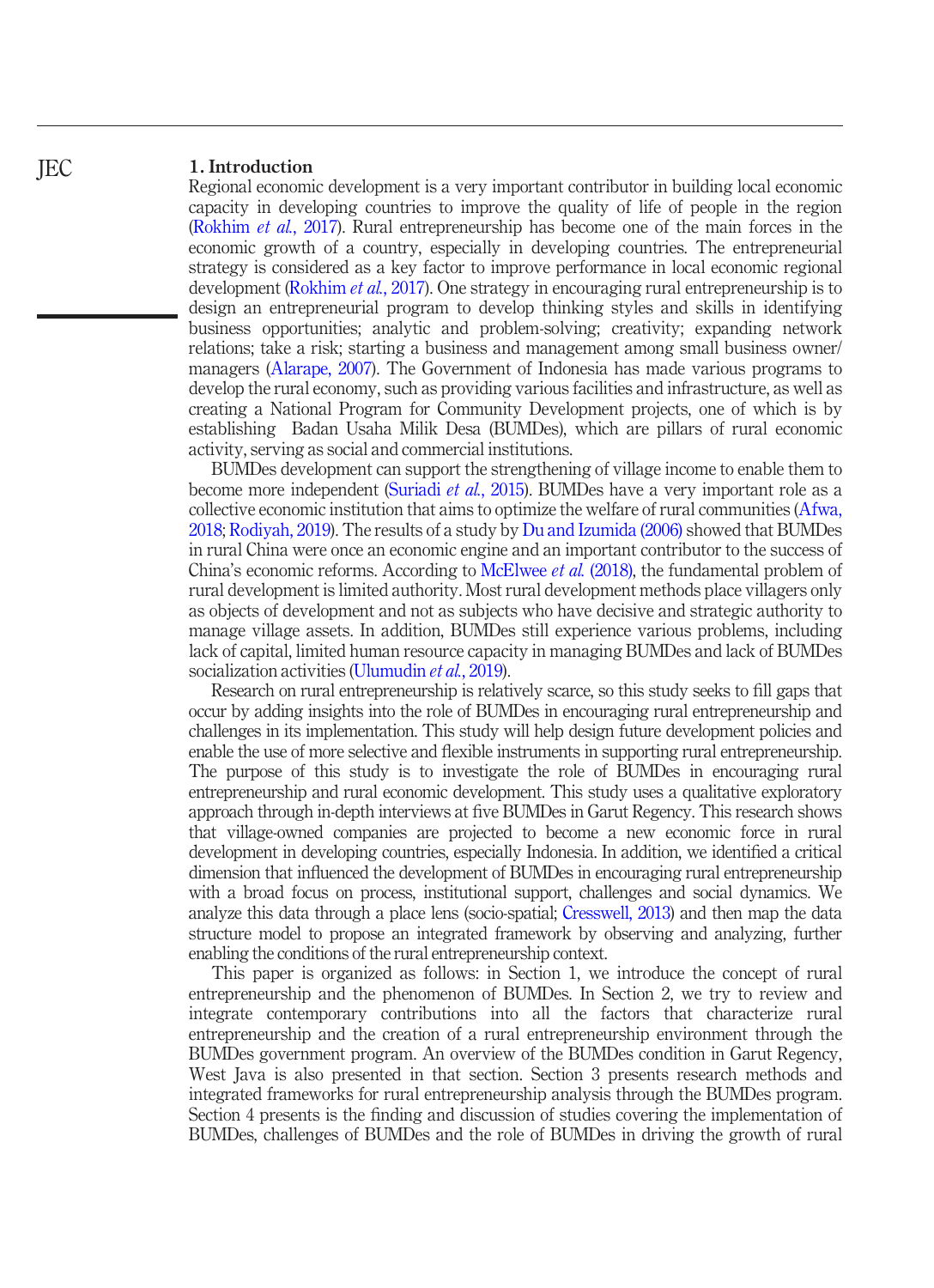## 1. Introduction

Regional economic development is a very important contributor in building local economic capacity in developing countries to improve the quality of life of people in the region (Rokhim *et al.*, 2017). Rural entrepreneurship has become one of the main forces in the economic growth of a country, especially in developing countries. The entrepreneurial strategy is considered as a key factor to improve performance in local economic regional development (Rokhim *et al.*, 2017). One strategy in encouraging rural entrepreneurship is to design an entrepreneurial program to develop thinking styles and skills in identifying business opportunities; analytic and problem-solving; creativity; expanding network relations; take a risk; starting a business and management among small business owner/managers (Alarape, 2007). The Government of Indonesia has made various programs to develop the rural economy, such as providing various facilities and infrastructure, as well as creating a National Program for Community Development projects, one of which is by establishing Badan Usaha Milik Desa (BUMDes), which are pillars of rural economic activity, serving as social and commercial institutions.

BUMDes development can support the strengthening of village income to enable them to become more independent (Suriadi *et al.*, 2015). BUMDes have a very important role as a collective economic institution that aims to optimize the welfare of rural communities (Afwa, 2018; Rodiyah, 2019). The results of a study by Du and Izumida (2006) showed that BUMDes in rural China were once an economic engine and an important contributor to the success of China's economic reforms. According to McElwee *et al.* (2018), the fundamental problem of rural development is limited authority. Most rural development methods place villagers only as objects of development and not as subjects who have decisive and strategic authority to manage village assets. In addition, BUMDes still experience various problems, including lack of capital, limited human resource capacity in managing BUMDes and lack of BUMDes socialization activities (Ulumudin *et al.*, 2019).

Research on rural entrepreneurship is relatively scarce, so this study seeks to fill gaps that occur by adding insights into the role of BUMDes in encouraging rural entrepreneurship and challenges in its implementation. This study will help design future development policies and enable the use of more selective and flexible instruments in supporting rural entrepreneurship. The purpose of this study is to investigate the role of BUMDes in encouraging rural entrepreneurship and rural economic development. This study uses a qualitative exploratory approach through in-depth interviews at five BUMDes in Garut Regency. This research shows that village-owned companies are projected to become a new economic force in rural development in developing countries, especially Indonesia. In addition, we identified a critical dimension that influenced the development of BUMDes in encouraging rural entrepreneurship with a broad focus on process, institutional support, challenges and social dynamics. We analyze this data through a place lens (socio-spatial; Cresswell, 2013) and then map the data structure model to propose an integrated framework by observing and analyzing, further enabling the conditions of the rural entrepreneurship context.

This paper is organized as follows: in Section 1, we introduce the concept of rural entrepreneurship and the phenomenon of BUMDes. In Section 2, we try to review and integrate contemporary contributions into all the factors that characterize rural entrepreneurship and the creation of a rural entrepreneurship environment through the BUMDes government program. An overview of the BUMDes condition in Garut Regency, West Java is also presented in that section. Section 3 presents research methods and integrated frameworks for rural entrepreneurship analysis through the BUMDes program. Section 4 presents is the finding and discussion of studies covering the implementation of BUMDes, challenges of BUMDes and the role of BUMDes in driving the growth of rural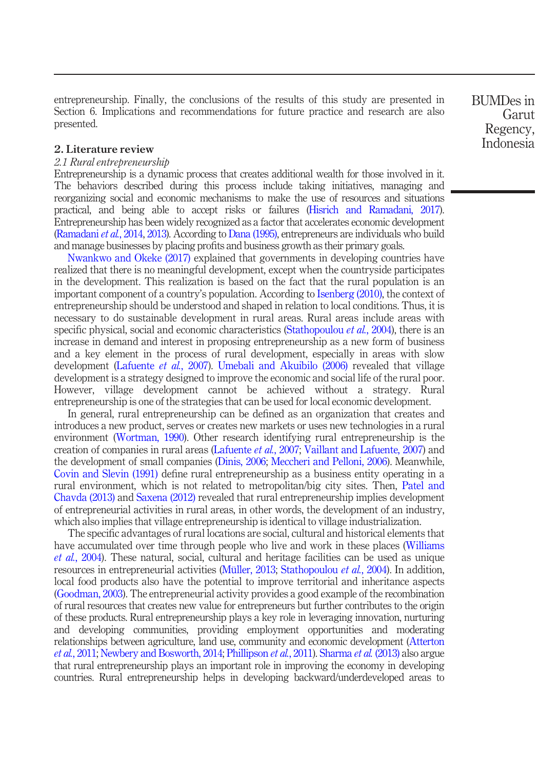entrepreneurship. Finally, the conclusions of the results of this study are presented in Section 6. Implications and recommendations for future practice and research are also presented.

## 2. Literature review

### *2.1 Rural entrepreneurship*

Entrepreneurship is a dynamic process that creates additional wealth for those involved in it. The behaviors described during this process include taking initiatives, managing and reorganizing social and economic mechanisms to make the use of resources and situations practical, and being able to accept risks or failures (Hisrich and Ramadani, 2017). Entrepreneurship has been widely recognized as a factor that accelerates economic development (Ramadani *et al.*, 2014, 2013). According to Dana (1995), entrepreneurs are individuals who build and manage businesses by placing profits and business growth as their primary goals.

Nwankwo and Okeke (2017) explained that governments in developing countries have realized that there is no meaningful development, except when the countryside participates in the development. This realization is based on the fact that the rural population is an important component of a country's population. According to Isenberg (2010), the context of entrepreneurship should be understood and shaped in relation to local conditions. Thus, it is necessary to do sustainable development in rural areas. Rural areas include areas with specific physical, social and economic characteristics (Stathopoulou *et al.*, 2004), there is an increase in demand and interest in proposing entrepreneurship as a new form of business and a key element in the process of rural development, especially in areas with slow development (Lafuente *et al.*, 2007). Umebali and Akuibilo (2006) revealed that village development is a strategy designed to improve the economic and social life of the rural poor. However, village development cannot be achieved without a strategy. Rural entrepreneurship is one of the strategies that can be used for local economic development.

In general, rural entrepreneurship can be defined as an organization that creates and introduces a new product, serves or creates new markets or uses new technologies in a rural environment (Wortman, 1990). Other research identifying rural entrepreneurship is the creation of companies in rural areas (Lafuente *et al.*, 2007; Vaillant and Lafuente, 2007) and the development of small companies (Dinis, 2006; Meccheri and Pelloni, 2006). Meanwhile, Covin and Slevin (1991) define rural entrepreneurship as a business entity operating in a rural environment, which is not related to metropolitan/big city sites. Then, Patel and Chavda (2013) and Saxena (2012) revealed that rural entrepreneurship implies development of entrepreneurial activities in rural areas, in other words, the development of an industry, which also implies that village entrepreneurship is identical to village industrialization.

The specific advantages of rural locations are social, cultural and historical elements that have accumulated over time through people who live and work in these places (Williams *et al.*, 2004). These natural, social, cultural and heritage facilities can be used as unique resources in entrepreneurial activities (Müller, 2013; Stathopoulou *et al.*, 2004). In addition, local food products also have the potential to improve territorial and inheritance aspects (Goodman, 2003). The entrepreneurial activity provides a good example of the recombination of rural resources that creates new value for entrepreneurs but further contributes to the origin of these products. Rural entrepreneurship plays a key role in leveraging innovation, nurturing and developing communities, providing employment opportunities and moderating relationships between agriculture, land use, community and economic development (Atterton *et al.*, 2011; Newbery and Bosworth, 2014; Phillipson *et al.*, 2011). Sharma *et al.* (2013) also argue that rural entrepreneurship plays an important role in improving the economy in developing countries. Rural entrepreneurship helps in developing backward/underdeveloped areas to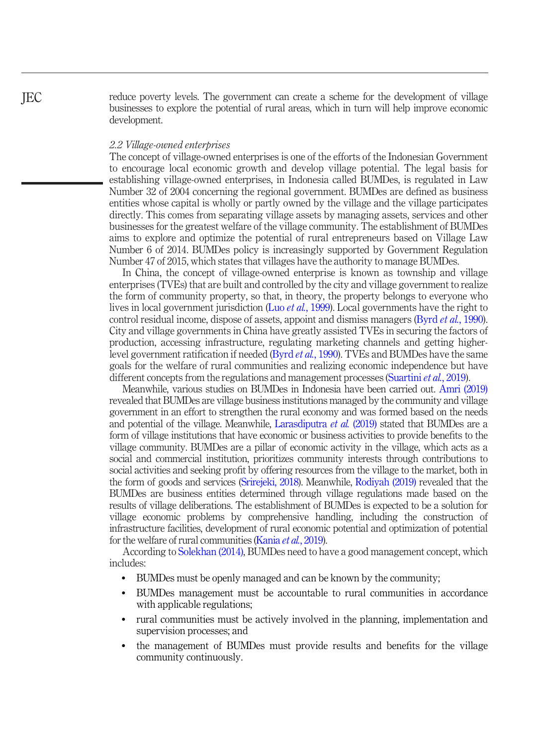reduce poverty levels. The government can create a scheme for the development of village businesses to explore the potential of rural areas, which in turn will help improve economic development.

### *2.2 Village-owned enterprises*

The concept of village-owned enterprises is one of the efforts of the Indonesian Government to encourage local economic growth and develop village potential. The legal basis for establishing village-owned enterprises, in Indonesia called BUMDes, is regulated in Law Number 32 of 2004 concerning the regional government. BUMDes are defined as business entities whose capital is wholly or partly owned by the village and the village participates directly. This comes from separating village assets by managing assets, services and other businesses for the greatest welfare of the village community. The establishment of BUMDes aims to explore and optimize the potential of rural entrepreneurs based on Village Law Number 6 of 2014. BUMDes policy is increasingly supported by Government Regulation Number 47 of 2015, which states that villages have the authority to manage BUMDes.

In China, the concept of village-owned enterprise is known as township and village enterprises (TVEs) that are built and controlled by the city and village government to realize the form of community property, so that, in theory, the property belongs to everyone who lives in local government jurisdiction (Luo *et al.*, 1999). Local governments have the right to control residual income, dispose of assets, appoint and dismiss managers (Byrd *et al.*, 1990). City and village governments in China have greatly assisted TVEs in securing the factors of production, accessing infrastructure, regulating marketing channels and getting higher-level government ratification if needed (Byrd *et al.*, 1990). TVEs and BUMDes have the same goals for the welfare of rural communities and realizing economic independence but have different concepts from the regulations and management processes (Suartini *et al.*, 2019).

Meanwhile, various studies on BUMDes in Indonesia have been carried out. Amri (2019) revealed that BUMDes are village business institutions managed by the community and village government in an effort to strengthen the rural economy and was formed based on the needs and potential of the village. Meanwhile, Larasdiputra *et al.* (2019) stated that BUMDes are a form of village institutions that have economic or business activities to provide benefits to the village community. BUMDes are a pillar of economic activity in the village, which acts as a social and commercial institution, prioritizes community interests through contributions to social activities and seeking profit by offering resources from the village to the market, both in the form of goods and services (Srirejeki, 2018). Meanwhile, Rodiyah (2019) revealed that the BUMDes are business entities determined through village regulations made based on the results of village deliberations. The establishment of BUMDes is expected to be a solution for village economic problems by comprehensive handling, including the construction of infrastructure facilities, development of rural economic potential and optimization of potential for the welfare of rural communities (Kania *et al.*, 2019).

According to Solekhan (2014), BUMDes need to have a good management concept, which includes:

- BUMDes must be openly managed and can be known by the community;
- BUMDes management must be accountable to rural communities in accordance with applicable regulations;
- rural communities must be actively involved in the planning, implementation and supervision processes; and
- the management of BUMDes must provide results and benefits for the village community continuously.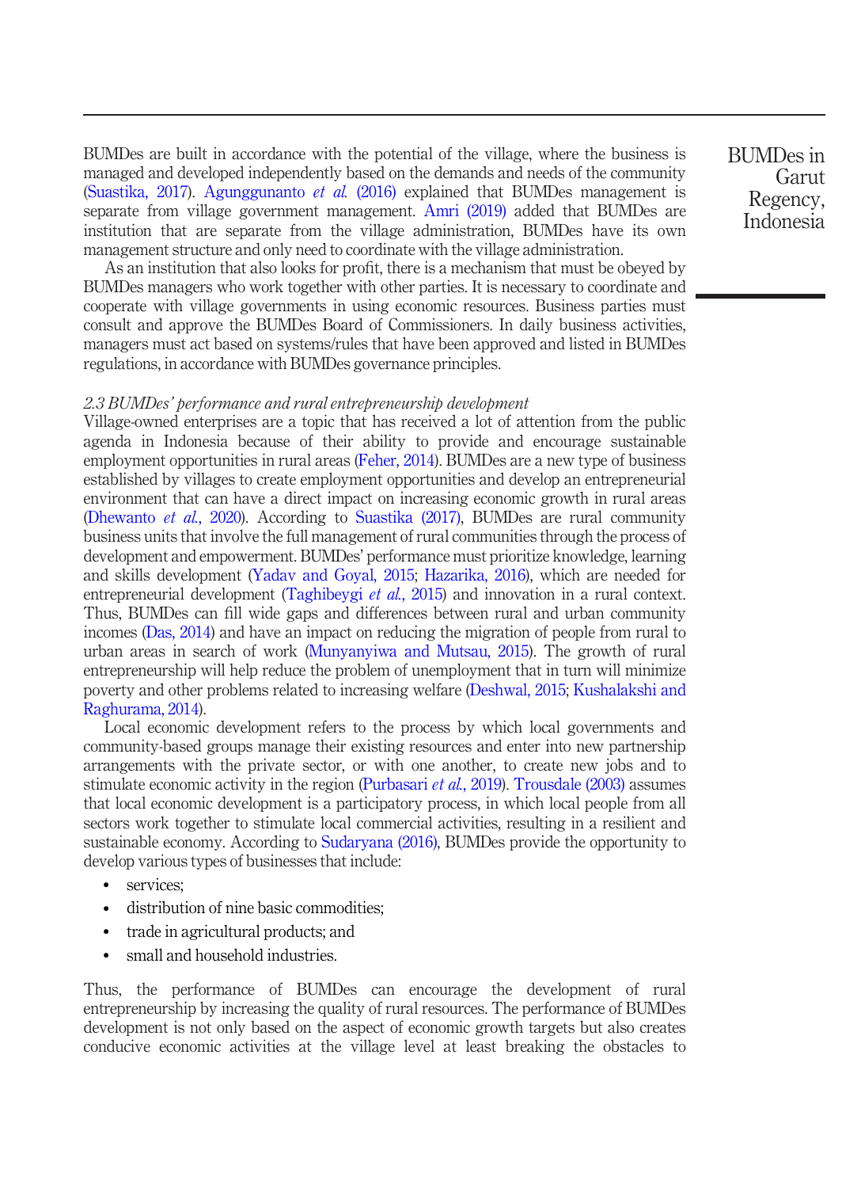BUMDes are built in accordance with the potential of the village, where the business is managed and developed independently based on the demands and needs of the community (Suastika, 2017). Agunggunanto *et al.* (2016) explained that BUMDes management is separate from village government management. Amri (2019) added that BUMDes are institution that are separate from the village administration, BUMDes have its own management structure and only need to coordinate with the village administration.

As an institution that also looks for profit, there is a mechanism that must be obeyed by BUMDes managers who work together with other parties. It is necessary to coordinate and cooperate with village governments in using economic resources. Business parties must consult and approve the BUMDes Board of Commissioners. In daily business activities, managers must act based on systems/rules that have been approved and listed in BUMDes regulations, in accordance with BUMDes governance principles.

### *2.3 BUMDes' performance and rural entrepreneurship development*

Village-owned enterprises are a topic that has received a lot of attention from the public agenda in Indonesia because of their ability to provide and encourage sustainable employment opportunities in rural areas (Feher, 2014). BUMDes are a new type of business established by villages to create employment opportunities and develop an entrepreneurial environment that can have a direct impact on increasing economic growth in rural areas (Dhewanto *et al.*, 2020). According to Suastika (2017), BUMDes are rural community business units that involve the full management of rural communities through the process of development and empowerment. BUMDes' performance must prioritize knowledge, learning and skills development (Yadav and Goyal, 2015; Hazarika, 2016), which are needed for entrepreneurial development (Taghibeygi *et al.*, 2015) and innovation in a rural context. Thus, BUMDes can fill wide gaps and differences between rural and urban community incomes (Das, 2014) and have an impact on reducing the migration of people from rural to urban areas in search of work (Munyanyiwa and Mutsau, 2015). The growth of rural entrepreneurship will help reduce the problem of unemployment that in turn will minimize poverty and other problems related to increasing welfare (Deshwal, 2015; Kushalakshi and Raghurama, 2014).

Local economic development refers to the process by which local governments and community-based groups manage their existing resources and enter into new partnership arrangements with the private sector, or with one another, to create new jobs and to stimulate economic activity in the region (Purbasari *et al.*, 2019). Trousdale (2003) assumes that local economic development is a participatory process, in which local people from all sectors work together to stimulate local commercial activities, resulting in a resilient and sustainable economy. According to Sudaryana (2016), BUMDes provide the opportunity to develop various types of businesses that include:

- services;
- distribution of nine basic commodities;
- trade in agricultural products; and
- small and household industries.

Thus, the performance of BUMDes can encourage the development of rural entrepreneurship by increasing the quality of rural resources. The performance of BUMDes development is not only based on the aspect of economic growth targets but also creates conducive economic activities at the village level at least breaking the obstacles to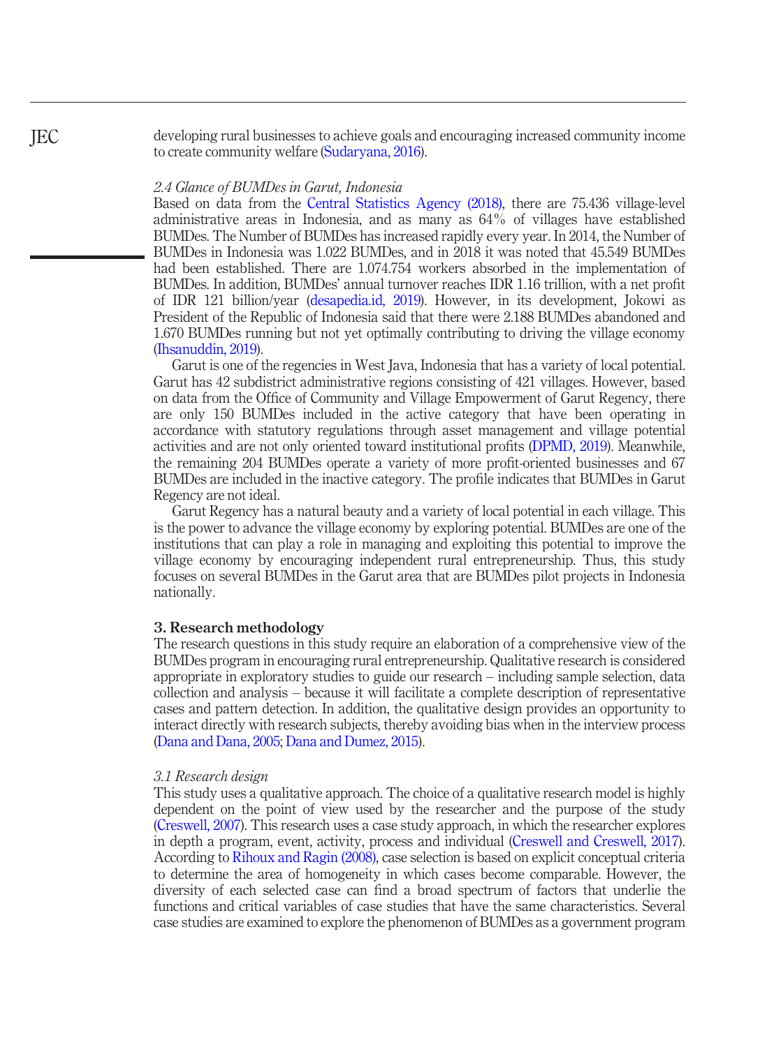developing rural businesses to achieve goals and encouraging increased community income to create community welfare (Sudaryana, 2016).

### *2.4 Glance of BUMDes in Garut, Indonesia*

Based on data from the Central Statistics Agency (2018), there are 75.436 village-level administrative areas in Indonesia, and as many as 64% of villages have established BUMDes. The Number of BUMDes has increased rapidly every year. In 2014, the Number of BUMDes in Indonesia was 1.022 BUMDes, and in 2018 it was noted that 45.549 BUMDes had been established. There are 1.074.754 workers absorbed in the implementation of BUMDes. In addition, BUMDes' annual turnover reaches IDR 1.16 trillion, with a net profit of IDR 121 billion/year (desapedia.id, 2019). However, in its development, Jokowi as President of the Republic of Indonesia said that there were 2.188 BUMDes abandoned and 1.670 BUMDes running but not yet optimally contributing to driving the village economy (Ihsanuddin, 2019).

Garut is one of the regencies in West Java, Indonesia that has a variety of local potential. Garut has 42 subdistrict administrative regions consisting of 421 villages. However, based on data from the Office of Community and Village Empowerment of Garut Regency, there are only 150 BUMDes included in the active category that have been operating in accordance with statutory regulations through asset management and village potential activities and are not only oriented toward institutional profits (DPMD, 2019). Meanwhile, the remaining 204 BUMDes operate a variety of more profit-oriented businesses and 67 BUMDes are included in the inactive category. The profile indicates that BUMDes in Garut Regency are not ideal.

Garut Regency has a natural beauty and a variety of local potential in each village. This is the power to advance the village economy by exploring potential. BUMDes are one of the institutions that can play a role in managing and exploiting this potential to improve the village economy by encouraging independent rural entrepreneurship. Thus, this study focuses on several BUMDes in the Garut area that are BUMDes pilot projects in Indonesia nationally.

## 3. Research methodology

The research questions in this study require an elaboration of a comprehensive view of the BUMDes program in encouraging rural entrepreneurship. Qualitative research is considered appropriate in exploratory studies to guide our research – including sample selection, data collection and analysis – because it will facilitate a complete description of representative cases and pattern detection. In addition, the qualitative design provides an opportunity to interact directly with research subjects, thereby avoiding bias when in the interview process (Dana and Dana, 2005; Dana and Dumez, 2015).

### *3.1 Research design*

This study uses a qualitative approach. The choice of a qualitative research model is highly dependent on the point of view used by the researcher and the purpose of the study (Creswell, 2007). This research uses a case study approach, in which the researcher explores in depth a program, event, activity, process and individual (Creswell and Creswell, 2017). According to Rihoux and Ragin (2008), case selection is based on explicit conceptual criteria to determine the area of homogeneity in which cases become comparable. However, the diversity of each selected case can find a broad spectrum of factors that underlie the functions and critical variables of case studies that have the same characteristics. Several case studies are examined to explore the phenomenon of BUMDes as a government program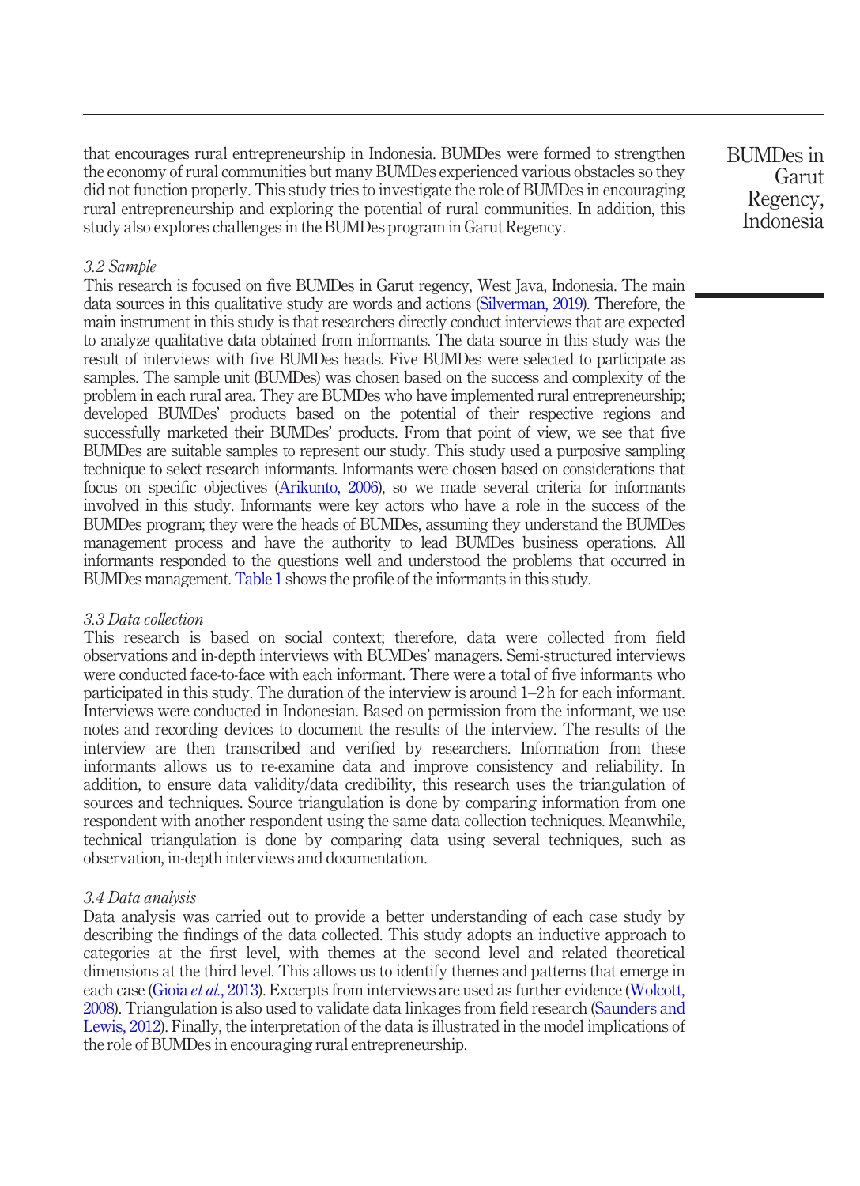that encourages rural entrepreneurship in Indonesia. BUMDes were formed to strengthen the economy of rural communities but many BUMDes experienced various obstacles so they did not function properly. This study tries to investigate the role of BUMDes in encouraging rural entrepreneurship and exploring the potential of rural communities. In addition, this study also explores challenges in the BUMDes program in Garut Regency.

### 3.2 Sample

This research is focused on five BUMDes in Garut regency, West Java, Indonesia. The main data sources in this qualitative study are words and actions (Silverman, 2019). Therefore, the main instrument in this study is that researchers directly conduct interviews that are expected to analyze qualitative data obtained from informants. The data source in this study was the result of interviews with five BUMDes heads. Five BUMDes were selected to participate as samples. The sample unit (BUMDes) was chosen based on the success and complexity of the problem in each rural area. They are BUMDes who have implemented rural entrepreneurship; developed BUMDes' products based on the potential of their respective regions and successfully marketed their BUMDes' products. From that point of view, we see that five BUMDes are suitable samples to represent our study. This study used a purposive sampling technique to select research informants. Informants were chosen based on considerations that focus on specific objectives (Arikunto, 2006), so we made several criteria for informants involved in this study. Informants were key actors who have a role in the success of the BUMDes program; they were the heads of BUMDes, assuming they understand the BUMDes management process and have the authority to lead BUMDes business operations. All informants responded to the questions well and understood the problems that occurred in BUMDes management. Table 1 shows the profile of the informants in this study.

### 3.3 Data collection

This research is based on social context; therefore, data were collected from field observations and in-depth interviews with BUMDes' managers. Semi-structured interviews were conducted face-to-face with each informant. There were a total of five informants who participated in this study. The duration of the interview is around 1–2 h for each informant. Interviews were conducted in Indonesian. Based on permission from the informant, we use notes and recording devices to document the results of the interview. The results of the interview are then transcribed and verified by researchers. Information from these informants allows us to re-examine data and improve consistency and reliability. In addition, to ensure data validity/data credibility, this research uses the triangulation of sources and techniques. Source triangulation is done by comparing information from one respondent with another respondent using the same data collection techniques. Meanwhile, technical triangulation is done by comparing data using several techniques, such as observation, in-depth interviews and documentation.

### 3.4 Data analysis

Data analysis was carried out to provide a better understanding of each case study by describing the findings of the data collected. This study adopts an inductive approach to categories at the first level, with themes at the second level and related theoretical dimensions at the third level. This allows us to identify themes and patterns that emerge in each case (Gioia *et al.*, 2013). Excerpts from interviews are used as further evidence (Wolcott, 2008). Triangulation is also used to validate data linkages from field research (Saunders and Lewis, 2012). Finally, the interpretation of the data is illustrated in the model implications of the role of BUMDes in encouraging rural entrepreneurship.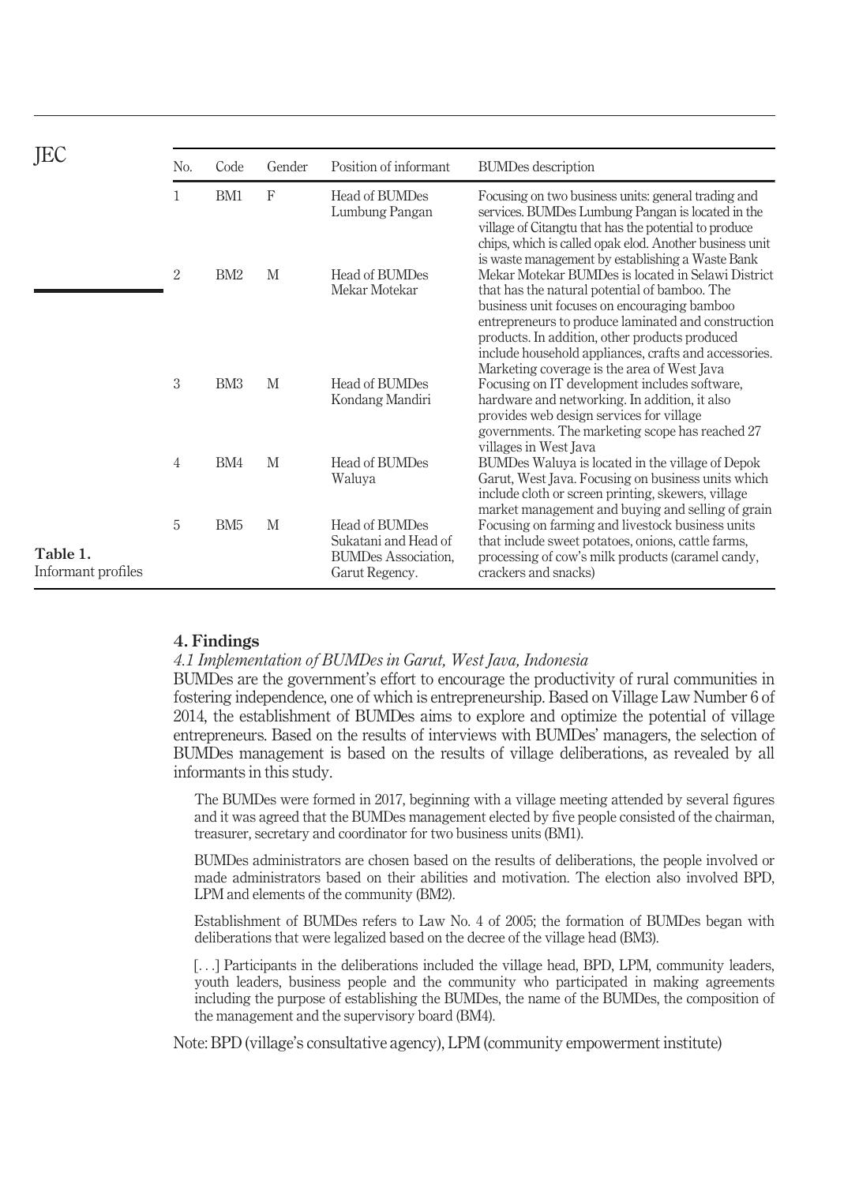**Table 1.** Informant profiles

| No. | Code | Gender | Position of informant | BUMDes description |
|---|---|---|---|---|
| 1 | BM1 | F | Head of BUMDes Lumbung Pangan | Focusing on two business units: general trading and services. BUMDes Lumbung Pangan is located in the village of Citangtu that has the potential to produce chips, which is called opak elod. Another business unit is waste management by establishing a Waste Bank |
| 2 | BM2 | M | Head of BUMDes Mekar Motekar | Mekar Motekar BUMDes is located in Selawi District that has the natural potential of bamboo. The business unit focuses on encouraging bamboo entrepreneurs to produce laminated and construction products. In addition, other products produced include household appliances, crafts and accessories. Marketing coverage is the area of West Java |
| 3 | BM3 | M | Head of BUMDes Kondang Mandiri | Focusing on IT development includes software, hardware and networking. In addition, it also provides web design services for village governments. The marketing scope has reached 27 villages in West Java |
| 4 | BM4 | M | Head of BUMDes Waluya | BUMDes Waluya is located in the village of Depok Garut, West Java. Focusing on business units which include cloth or screen printing, skewers, village market management and buying and selling of grain |
| 5 | BM5 | M | Head of BUMDes Sukatani and Head of BUMDes Association, Garut Regency. | Focusing on farming and livestock business units that include sweet potatoes, onions, cattle farms, processing of cow's milk products (caramel candy, crackers and snacks) |

## 4. Findings

### *4.1 Implementation of BUMDes in Garut, West Java, Indonesia*

BUMDes are the government's effort to encourage the productivity of rural communities in fostering independence, one of which is entrepreneurship. Based on Village Law Number 6 of 2014, the establishment of BUMDes aims to explore and optimize the potential of village entrepreneurs. Based on the results of interviews with BUMDes' managers, the selection of BUMDes management is based on the results of village deliberations, as revealed by all informants in this study.

> The BUMDes were formed in 2017, beginning with a village meeting attended by several figures and it was agreed that the BUMDes management elected by five people consisted of the chairman, treasurer, secretary and coordinator for two business units (BM1).

> BUMDes administrators are chosen based on the results of deliberations, the people involved or made administrators based on their abilities and motivation. The election also involved BPD, LPM and elements of the community (BM2).

> Establishment of BUMDes refers to Law No. 4 of 2005; the formation of BUMDes began with deliberations that were legalized based on the decree of the village head (BM3).

> [. . .] Participants in the deliberations included the village head, BPD, LPM, community leaders, youth leaders, business people and the community who participated in making agreements including the purpose of establishing the BUMDes, the name of the BUMDes, the composition of the management and the supervisory board (BM4).

Note: BPD (village's consultative agency), LPM (community empowerment institute)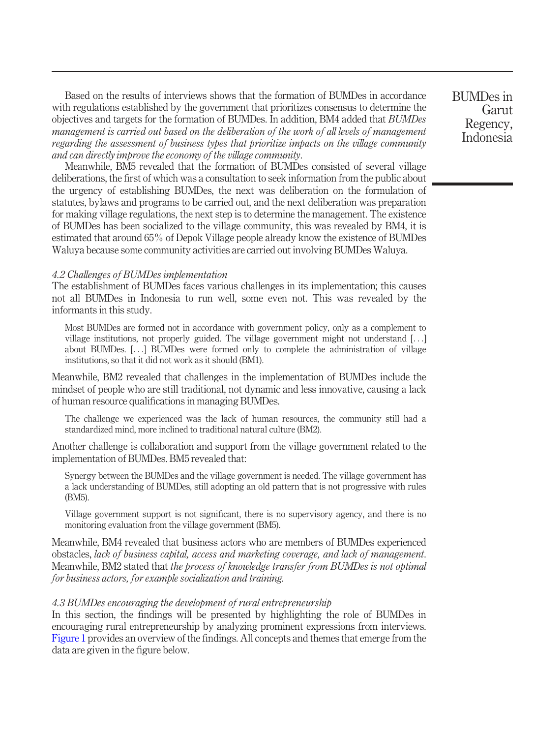Based on the results of interviews shows that the formation of BUMDes in accordance with regulations established by the government that prioritizes consensus to determine the objectives and targets for the formation of BUMDes. In addition, BM4 added that *BUMDes management is carried out based on the deliberation of the work of all levels of management regarding the assessment of business types that prioritize impacts on the village community and can directly improve the economy of the village community*.

Meanwhile, BM5 revealed that the formation of BUMDes consisted of several village deliberations, the first of which was a consultation to seek information from the public about the urgency of establishing BUMDes, the next was deliberation on the formulation of statutes, bylaws and programs to be carried out, and the next deliberation was preparation for making village regulations, the next step is to determine the management. The existence of BUMDes has been socialized to the village community, this was revealed by BM4, it is estimated that around 65% of Depok Village people already know the existence of BUMDes Waluya because some community activities are carried out involving BUMDes Waluya.

### *4.2 Challenges of BUMDes implementation*

The establishment of BUMDes faces various challenges in its implementation; this causes not all BUMDes in Indonesia to run well, some even not. This was revealed by the informants in this study.

> Most BUMDes are formed not in accordance with government policy, only as a complement to village institutions, not properly guided. The village government might not understand [. . .] about BUMDes. [. . .] BUMDes were formed only to complete the administration of village institutions, so that it did not work as it should (BM1).

Meanwhile, BM2 revealed that challenges in the implementation of BUMDes include the mindset of people who are still traditional, not dynamic and less innovative, causing a lack of human resource qualifications in managing BUMDes.

> The challenge we experienced was the lack of human resources, the community still had a standardized mind, more inclined to traditional natural culture (BM2).

Another challenge is collaboration and support from the village government related to the implementation of BUMDes. BM5 revealed that:

> Synergy between the BUMDes and the village government is needed. The village government has a lack understanding of BUMDes, still adopting an old pattern that is not progressive with rules (BM5).
>
> Village government support is not significant, there is no supervisory agency, and there is no monitoring evaluation from the village government (BM5).

Meanwhile, BM4 revealed that business actors who are members of BUMDes experienced obstacles, *lack of business capital, access and marketing coverage, and lack of management*. Meanwhile, BM2 stated that *the process of knowledge transfer from BUMDes is not optimal for business actors, for example socialization and training.*

### *4.3 BUMDes encouraging the development of rural entrepreneurship*

In this section, the findings will be presented by highlighting the role of BUMDes in encouraging rural entrepreneurship by analyzing prominent expressions from interviews. Figure 1 provides an overview of the findings. All concepts and themes that emerge from the data are given in the figure below.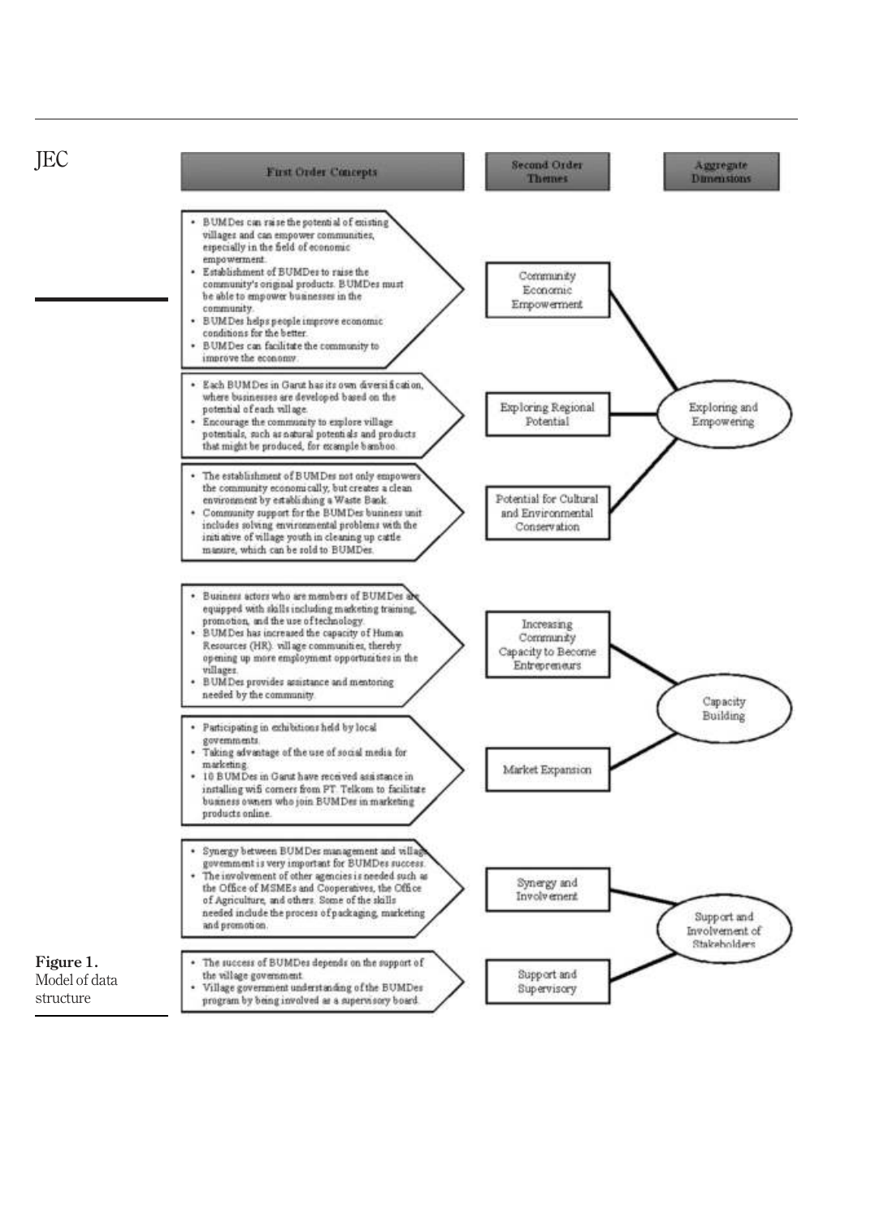| First Order Concepts | Second Order Themes | Aggregate Dimensions |
| --- | --- | --- |
| • BUMDes can raise the potential of existing villages and can empower communities, especially in the field of economic empowerment.<br>• Establishment of BUMDes to raise the community's original products. BUMDes must be able to empower businesses in the community.<br>• BUMDes helps people improve economic conditions for the better.<br>• BUMDes can facilitate the community to improve the economy. | Community Economic Empowerment | Exploring and Empowering |
| • Each BUMDes in Garut has its own diversification, where businesses are developed based on the potential of each village.<br>• Encourage the community to explore village potentials, such as natural potentials and products that might be produced, for example bamboo. | Exploring Regional Potential | Exploring and Empowering |
| • The establishment of BUMDes not only empowers the community economically, but creates a clean environment by establishing a Waste Bank.<br>• Community support for the BUMDes business unit includes solving environmental problems with the initiative of village youth in cleaning up cattle manure, which can be sold to BUMDes. | Potential for Cultural and Environmental Conservation | Exploring and Empowering |
| • Business actors who are members of BUMDes are equipped with skills including marketing training, promotion, and the use of technology.<br>• BUMDes has increased the capacity of Human Resources (HR). village communities, thereby opening up more employment opportunities in the villages.<br>• BUMDes provides assistance and mentoring needed by the community. | Increasing Community Capacity to Become Entrepreneurs | Capacity Building |
| • Participating in exhibitions held by local governments.<br>• Taking advantage of the use of social media for marketing.<br>• 10 BUMDes in Garut have received assistance in installing wifi corners from PT. Telkom to facilitate business owners who join BUMDes in marketing products online. | Market Expansion | Capacity Building |
| • Synergy between BUMDes management and village government is very important for BUMDes success.<br>• The involvement of other agencies is needed such as the Office of MSMEs and Cooperatives, the Office of Agriculture, and others. Some of the skills needed include the process of packaging, marketing and promotion. | Synergy and Involvement | Support and Involvement of Stakeholders |
| • The success of BUMDes depends on the support of the village government.<br>• Village government understanding of the BUMDes program by being involved as a supervisory board. | Support and Supervisory | Support and Involvement of Stakeholders |

**Figure 1.** Model of data structure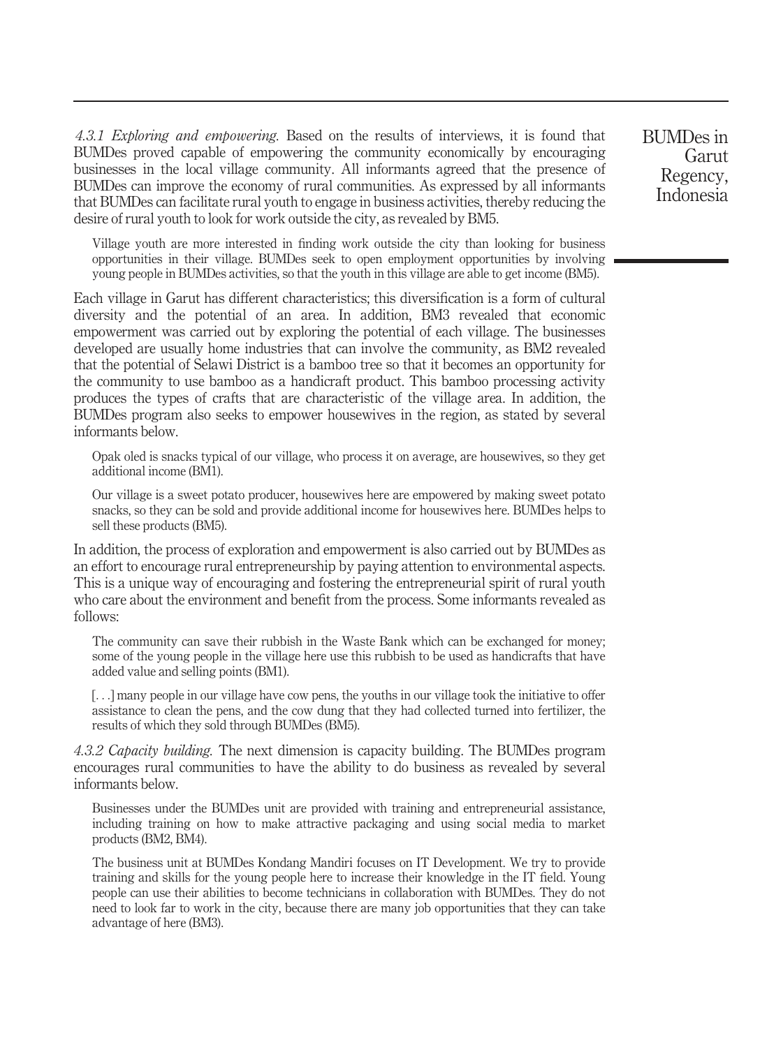*4.3.1 Exploring and empowering.* Based on the results of interviews, it is found that BUMDes proved capable of empowering the community economically by encouraging businesses in the local village community. All informants agreed that the presence of BUMDes can improve the economy of rural communities. As expressed by all informants that BUMDes can facilitate rural youth to engage in business activities, thereby reducing the desire of rural youth to look for work outside the city, as revealed by BM5.

> Village youth are more interested in finding work outside the city than looking for business opportunities in their village. BUMDes seek to open employment opportunities by involving young people in BUMDes activities, so that the youth in this village are able to get income (BM5).

Each village in Garut has different characteristics; this diversification is a form of cultural diversity and the potential of an area. In addition, BM3 revealed that economic empowerment was carried out by exploring the potential of each village. The businesses developed are usually home industries that can involve the community, as BM2 revealed that the potential of Selawi District is a bamboo tree so that it becomes an opportunity for the community to use bamboo as a handicraft product. This bamboo processing activity produces the types of crafts that are characteristic of the village area. In addition, the BUMDes program also seeks to empower housewives in the region, as stated by several informants below.

> Opak oled is snacks typical of our village, who process it on average, are housewives, so they get additional income (BM1).

> Our village is a sweet potato producer, housewives here are empowered by making sweet potato snacks, so they can be sold and provide additional income for housewives here. BUMDes helps to sell these products (BM5).

In addition, the process of exploration and empowerment is also carried out by BUMDes as an effort to encourage rural entrepreneurship by paying attention to environmental aspects. This is a unique way of encouraging and fostering the entrepreneurial spirit of rural youth who care about the environment and benefit from the process. Some informants revealed as follows:

> The community can save their rubbish in the Waste Bank which can be exchanged for money; some of the young people in the village here use this rubbish to be used as handicrafts that have added value and selling points (BM1).

> [. . .] many people in our village have cow pens, the youths in our village took the initiative to offer assistance to clean the pens, and the cow dung that they had collected turned into fertilizer, the results of which they sold through BUMDes (BM5).

*4.3.2 Capacity building.* The next dimension is capacity building. The BUMDes program encourages rural communities to have the ability to do business as revealed by several informants below.

> Businesses under the BUMDes unit are provided with training and entrepreneurial assistance, including training on how to make attractive packaging and using social media to market products (BM2, BM4).

> The business unit at BUMDes Kondang Mandiri focuses on IT Development. We try to provide training and skills for the young people here to increase their knowledge in the IT field. Young people can use their abilities to become technicians in collaboration with BUMDes. They do not need to look far to work in the city, because there are many job opportunities that they can take advantage of here (BM3).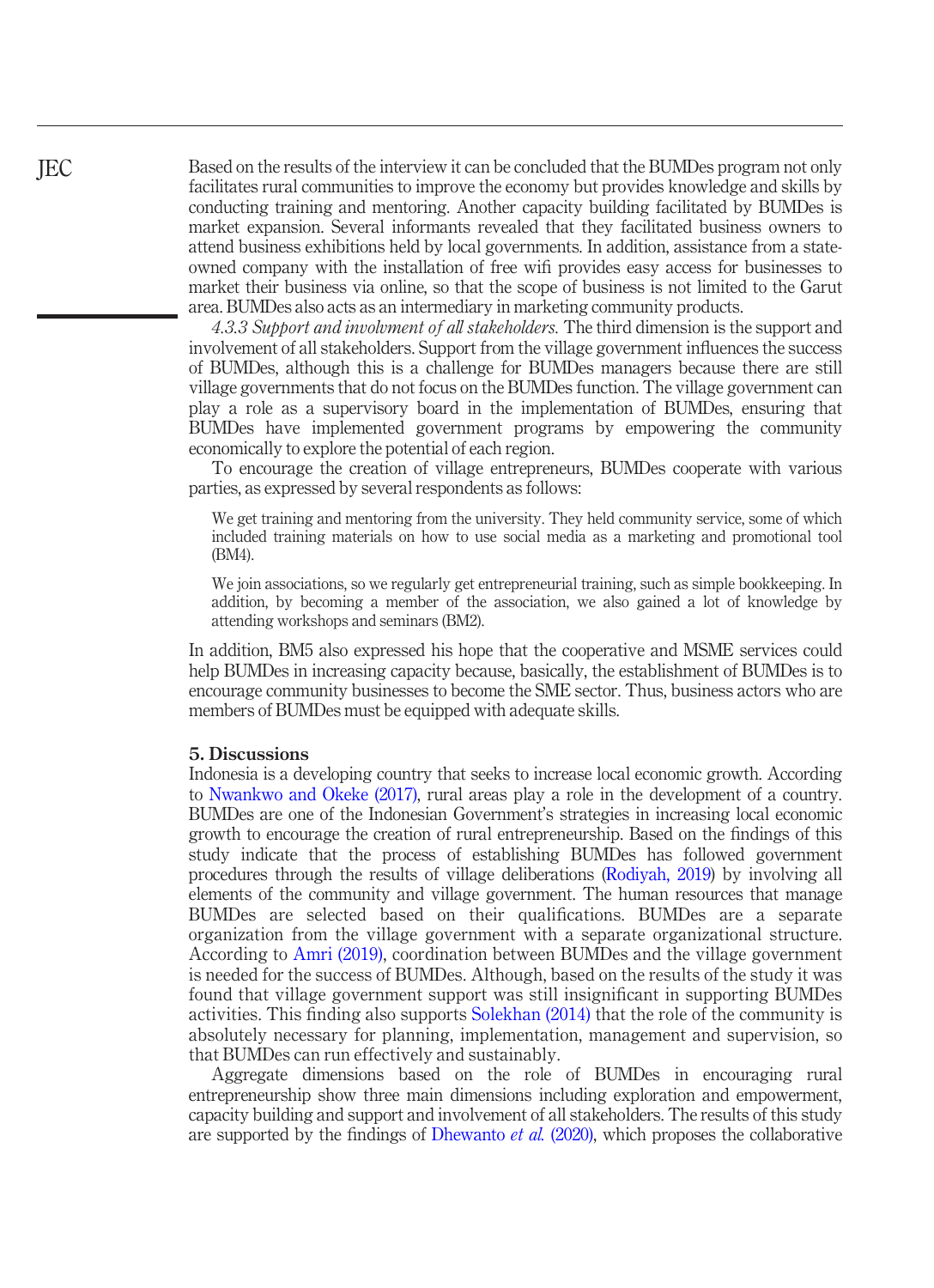Based on the results of the interview it can be concluded that the BUMDes program not only facilitates rural communities to improve the economy but provides knowledge and skills by conducting training and mentoring. Another capacity building facilitated by BUMDes is market expansion. Several informants revealed that they facilitated business owners to attend business exhibitions held by local governments. In addition, assistance from a state-owned company with the installation of free wifi provides easy access for businesses to market their business via online, so that the scope of business is not limited to the Garut area. BUMDes also acts as an intermediary in marketing community products.

*4.3.3 Support and involvment of all stakeholders.* The third dimension is the support and involvement of all stakeholders. Support from the village government influences the success of BUMDes, although this is a challenge for BUMDes managers because there are still village governments that do not focus on the BUMDes function. The village government can play a role as a supervisory board in the implementation of BUMDes, ensuring that BUMDes have implemented government programs by empowering the community economically to explore the potential of each region.

To encourage the creation of village entrepreneurs, BUMDes cooperate with various parties, as expressed by several respondents as follows:

> We get training and mentoring from the university. They held community service, some of which included training materials on how to use social media as a marketing and promotional tool (BM4).

> We join associations, so we regularly get entrepreneurial training, such as simple bookkeeping. In addition, by becoming a member of the association, we also gained a lot of knowledge by attending workshops and seminars (BM2).

In addition, BM5 also expressed his hope that the cooperative and MSME services could help BUMDes in increasing capacity because, basically, the establishment of BUMDes is to encourage community businesses to become the SME sector. Thus, business actors who are members of BUMDes must be equipped with adequate skills.

## 5. Discussions

Indonesia is a developing country that seeks to increase local economic growth. According to Nwankwo and Okeke (2017), rural areas play a role in the development of a country. BUMDes are one of the Indonesian Government's strategies in increasing local economic growth to encourage the creation of rural entrepreneurship. Based on the findings of this study indicate that the process of establishing BUMDes has followed government procedures through the results of village deliberations (Rodiyah, 2019) by involving all elements of the community and village government. The human resources that manage BUMDes are selected based on their qualifications. BUMDes are a separate organization from the village government with a separate organizational structure. According to Amri (2019), coordination between BUMDes and the village government is needed for the success of BUMDes. Although, based on the results of the study it was found that village government support was still insignificant in supporting BUMDes activities. This finding also supports Solekhan (2014) that the role of the community is absolutely necessary for planning, implementation, management and supervision, so that BUMDes can run effectively and sustainably.

Aggregate dimensions based on the role of BUMDes in encouraging rural entrepreneurship show three main dimensions including exploration and empowerment, capacity building and support and involvement of all stakeholders. The results of this study are supported by the findings of Dhewanto *et al.* (2020), which proposes the collaborative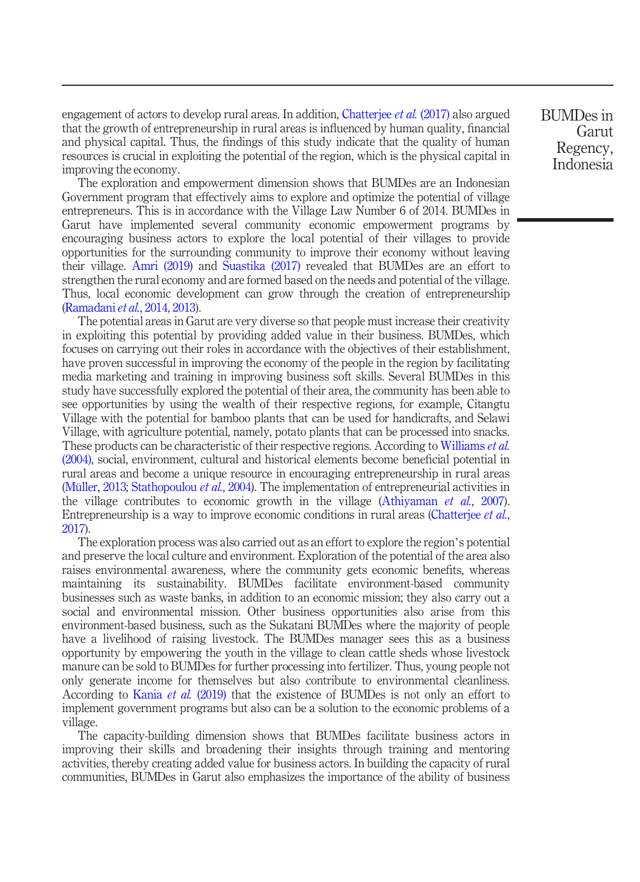engagement of actors to develop rural areas. In addition, Chatterjee *et al.* (2017) also argued that the growth of entrepreneurship in rural areas is influenced by human quality, financial and physical capital. Thus, the findings of this study indicate that the quality of human resources is crucial in exploiting the potential of the region, which is the physical capital in improving the economy.

The exploration and empowerment dimension shows that BUMDes are an Indonesian Government program that effectively aims to explore and optimize the potential of village entrepreneurs. This is in accordance with the Village Law Number 6 of 2014. BUMDes in Garut have implemented several community economic empowerment programs by encouraging business actors to explore the local potential of their villages to provide opportunities for the surrounding community to improve their economy without leaving their village. Amri (2019) and Suastika (2017) revealed that BUMDes are an effort to strengthen the rural economy and are formed based on the needs and potential of the village. Thus, local economic development can grow through the creation of entrepreneurship (Ramadani *et al.*, 2014, 2013).

The potential areas in Garut are very diverse so that people must increase their creativity in exploiting this potential by providing added value in their business. BUMDes, which focuses on carrying out their roles in accordance with the objectives of their establishment, have proven successful in improving the economy of the people in the region by facilitating media marketing and training in improving business soft skills. Several BUMDes in this study have successfully explored the potential of their area, the community has been able to see opportunities by using the wealth of their respective regions, for example, Citangtu Village with the potential for bamboo plants that can be used for handicrafts, and Selawi Village, with agriculture potential, namely, potato plants that can be processed into snacks. These products can be characteristic of their respective regions. According to Williams *et al.* (2004), social, environment, cultural and historical elements become beneficial potential in rural areas and become a unique resource in encouraging entrepreneurship in rural areas (Müller, 2013; Stathopoulou *et al.*, 2004). The implementation of entrepreneurial activities in the village contributes to economic growth in the village (Athiyaman *et al.*, 2007). Entrepreneurship is a way to improve economic conditions in rural areas (Chatterjee *et al.*, 2017).

The exploration process was also carried out as an effort to explore the region's potential and preserve the local culture and environment. Exploration of the potential of the area also raises environmental awareness, where the community gets economic benefits, whereas maintaining its sustainability. BUMDes facilitate environment-based community businesses such as waste banks, in addition to an economic mission; they also carry out a social and environmental mission. Other business opportunities also arise from this environment-based business, such as the Sukatani BUMDes where the majority of people have a livelihood of raising livestock. The BUMDes manager sees this as a business opportunity by empowering the youth in the village to clean cattle sheds whose livestock manure can be sold to BUMDes for further processing into fertilizer. Thus, young people not only generate income for themselves but also contribute to environmental cleanliness. According to Kania *et al.* (2019) that the existence of BUMDes is not only an effort to implement government programs but also can be a solution to the economic problems of a village.

The capacity-building dimension shows that BUMDes facilitate business actors in improving their skills and broadening their insights through training and mentoring activities, thereby creating added value for business actors. In building the capacity of rural communities, BUMDes in Garut also emphasizes the importance of the ability of business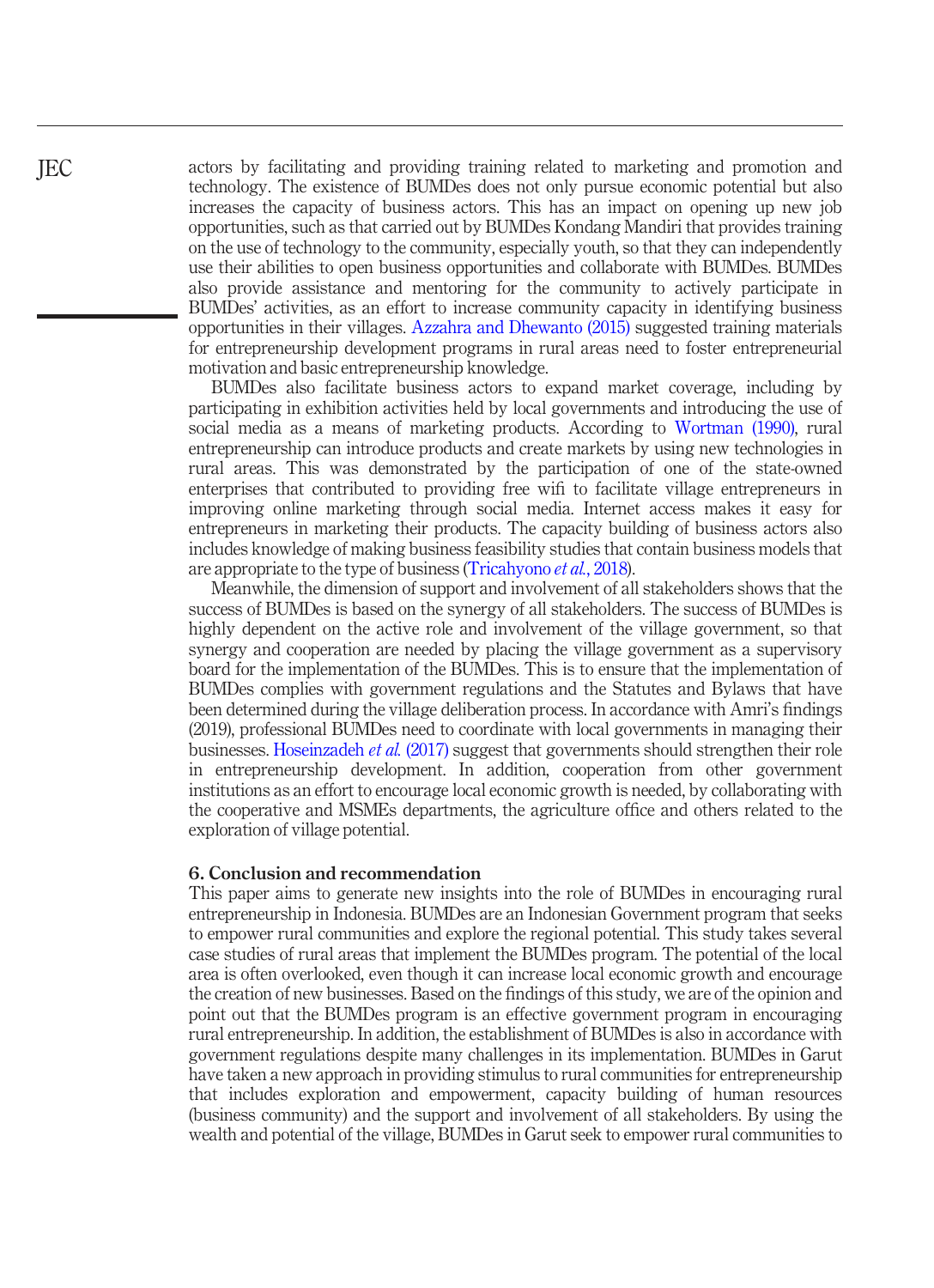actors by facilitating and providing training related to marketing and promotion and technology. The existence of BUMDes does not only pursue economic potential but also increases the capacity of business actors. This has an impact on opening up new job opportunities, such as that carried out by BUMDes Kondang Mandiri that provides training on the use of technology to the community, especially youth, so that they can independently use their abilities to open business opportunities and collaborate with BUMDes. BUMDes also provide assistance and mentoring for the community to actively participate in BUMDes' activities, as an effort to increase community capacity in identifying business opportunities in their villages. Azzahra and Dhewanto (2015) suggested training materials for entrepreneurship development programs in rural areas need to foster entrepreneurial motivation and basic entrepreneurship knowledge.

BUMDes also facilitate business actors to expand market coverage, including by participating in exhibition activities held by local governments and introducing the use of social media as a means of marketing products. According to Wortman (1990), rural entrepreneurship can introduce products and create markets by using new technologies in rural areas. This was demonstrated by the participation of one of the state-owned enterprises that contributed to providing free wifi to facilitate village entrepreneurs in improving online marketing through social media. Internet access makes it easy for entrepreneurs in marketing their products. The capacity building of business actors also includes knowledge of making business feasibility studies that contain business models that are appropriate to the type of business (Tricahyono *et al.*, 2018).

Meanwhile, the dimension of support and involvement of all stakeholders shows that the success of BUMDes is based on the synergy of all stakeholders. The success of BUMDes is highly dependent on the active role and involvement of the village government, so that synergy and cooperation are needed by placing the village government as a supervisory board for the implementation of the BUMDes. This is to ensure that the implementation of BUMDes complies with government regulations and the Statutes and Bylaws that have been determined during the village deliberation process. In accordance with Amri's findings (2019), professional BUMDes need to coordinate with local governments in managing their businesses. Hoseinzadeh *et al.* (2017) suggest that governments should strengthen their role in entrepreneurship development. In addition, cooperation from other government institutions as an effort to encourage local economic growth is needed, by collaborating with the cooperative and MSMEs departments, the agriculture office and others related to the exploration of village potential.

## 6. Conclusion and recommendation

This paper aims to generate new insights into the role of BUMDes in encouraging rural entrepreneurship in Indonesia. BUMDes are an Indonesian Government program that seeks to empower rural communities and explore the regional potential. This study takes several case studies of rural areas that implement the BUMDes program. The potential of the local area is often overlooked, even though it can increase local economic growth and encourage the creation of new businesses. Based on the findings of this study, we are of the opinion and point out that the BUMDes program is an effective government program in encouraging rural entrepreneurship. In addition, the establishment of BUMDes is also in accordance with government regulations despite many challenges in its implementation. BUMDes in Garut have taken a new approach in providing stimulus to rural communities for entrepreneurship that includes exploration and empowerment, capacity building of human resources (business community) and the support and involvement of all stakeholders. By using the wealth and potential of the village, BUMDes in Garut seek to empower rural communities to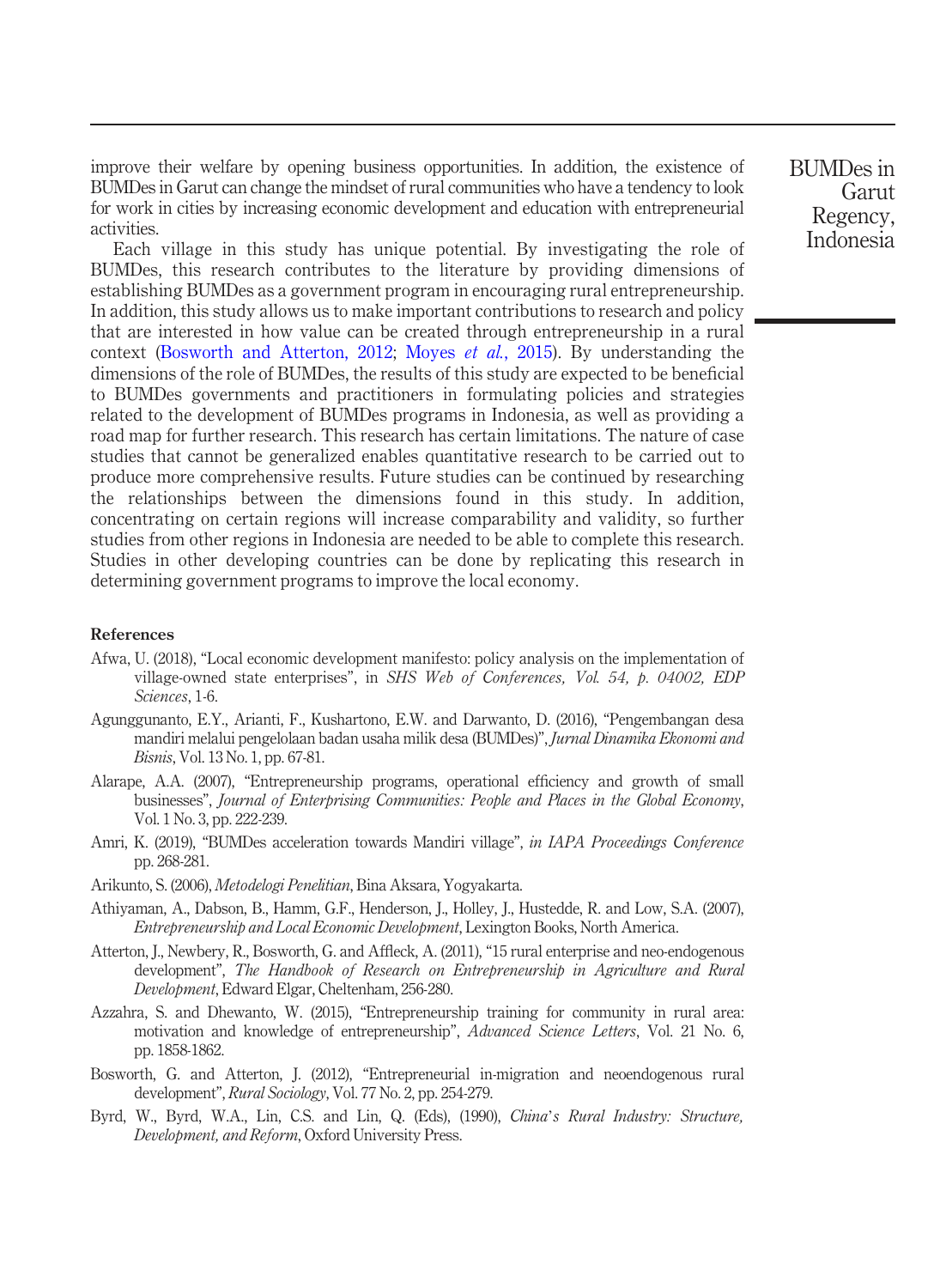improve their welfare by opening business opportunities. In addition, the existence of BUMDes in Garut can change the mindset of rural communities who have a tendency to look for work in cities by increasing economic development and education with entrepreneurial activities.

Each village in this study has unique potential. By investigating the role of BUMDes, this research contributes to the literature by providing dimensions of establishing BUMDes as a government program in encouraging rural entrepreneurship. In addition, this study allows us to make important contributions to research and policy that are interested in how value can be created through entrepreneurship in a rural context (Bosworth and Atterton, 2012; Moyes *et al.*, 2015). By understanding the dimensions of the role of BUMDes, the results of this study are expected to be beneficial to BUMDes governments and practitioners in formulating policies and strategies related to the development of BUMDes programs in Indonesia, as well as providing a road map for further research. This research has certain limitations. The nature of case studies that cannot be generalized enables quantitative research to be carried out to produce more comprehensive results. Future studies can be continued by researching the relationships between the dimensions found in this study. In addition, concentrating on certain regions will increase comparability and validity, so further studies from other regions in Indonesia are needed to be able to complete this research. Studies in other developing countries can be done by replicating this research in determining government programs to improve the local economy.

## References

Afwa, U. (2018), "Local economic development manifesto: policy analysis on the implementation of village-owned state enterprises", in *SHS Web of Conferences, Vol. 54, p. 04002, EDP Sciences*, 1-6.

Agunggunanto, E.Y., Arianti, F., Kushartono, E.W. and Darwanto, D. (2016), "Pengembangan desa mandiri melalui pengelolaan badan usaha milik desa (BUMDes)", *Jurnal Dinamika Ekonomi and Bisnis*, Vol. 13 No. 1, pp. 67-81.

Alarape, A.A. (2007), "Entrepreneurship programs, operational efficiency and growth of small businesses", *Journal of Enterprising Communities: People and Places in the Global Economy*, Vol. 1 No. 3, pp. 222-239.

Amri, K. (2019), "BUMDes acceleration towards Mandiri village", *in IAPA Proceedings Conference* pp. 268-281.

Arikunto, S. (2006), *Metodelogi Penelitian*, Bina Aksara, Yogyakarta.

Athiyaman, A., Dabson, B., Hamm, G.F., Henderson, J., Holley, J., Hustedde, R. and Low, S.A. (2007), *Entrepreneurship and Local Economic Development*, Lexington Books, North America.

Atterton, J., Newbery, R., Bosworth, G. and Affleck, A. (2011), "15 rural enterprise and neo-endogenous development", *The Handbook of Research on Entrepreneurship in Agriculture and Rural Development*, Edward Elgar, Cheltenham, 256-280.

Azzahra, S. and Dhewanto, W. (2015), "Entrepreneurship training for community in rural area: motivation and knowledge of entrepreneurship", *Advanced Science Letters*, Vol. 21 No. 6, pp. 1858-1862.

Bosworth, G. and Atterton, J. (2012), "Entrepreneurial in-migration and neoendogenous rural development", *Rural Sociology*, Vol. 77 No. 2, pp. 254-279.

Byrd, W., Byrd, W.A., Lin, C.S. and Lin, Q. (Eds), (1990), *China's Rural Industry: Structure, Development, and Reform*, Oxford University Press.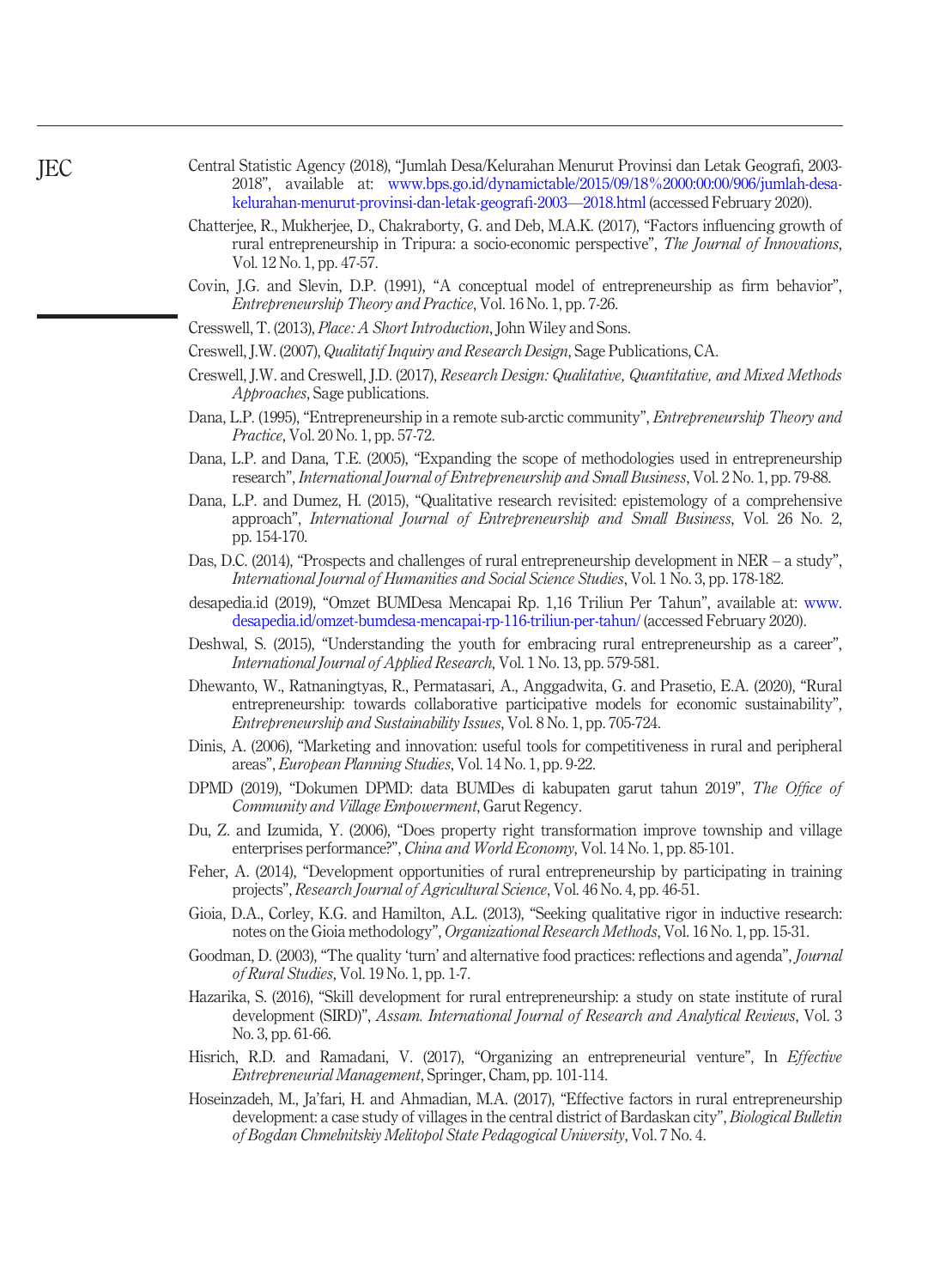Central Statistic Agency (2018), "Jumlah Desa/Kelurahan Menurut Provinsi dan Letak Geografi, 2003-2018", available at: www.bps.go.id/dynamictable/2015/09/18%2000:00:00/906/jumlah-desa-kelurahan-menurut-provinsi-dan-letak-geografi-2003—2018.html (accessed February 2020).

Chatterjee, R., Mukherjee, D., Chakraborty, G. and Deb, M.A.K. (2017), "Factors influencing growth of rural entrepreneurship in Tripura: a socio-economic perspective", *The Journal of Innovations*, Vol. 12 No. 1, pp. 47-57.

Covin, J.G. and Slevin, D.P. (1991), "A conceptual model of entrepreneurship as firm behavior", *Entrepreneurship Theory and Practice*, Vol. 16 No. 1, pp. 7-26.

Cresswell, T. (2013), *Place: A Short Introduction*, John Wiley and Sons.

Creswell, J.W. (2007), *Qualitatif Inquiry and Research Design*, Sage Publications, CA.

Creswell, J.W. and Creswell, J.D. (2017), *Research Design: Qualitative, Quantitative, and Mixed Methods Approaches*, Sage publications.

Dana, L.P. (1995), "Entrepreneurship in a remote sub-arctic community", *Entrepreneurship Theory and Practice*, Vol. 20 No. 1, pp. 57-72.

Dana, L.P. and Dana, T.E. (2005), "Expanding the scope of methodologies used in entrepreneurship research", *International Journal of Entrepreneurship and Small Business*, Vol. 2 No. 1, pp. 79-88.

Dana, L.P. and Dumez, H. (2015), "Qualitative research revisited: epistemology of a comprehensive approach", *International Journal of Entrepreneurship and Small Business*, Vol. 26 No. 2, pp. 154-170.

Das, D.C. (2014), "Prospects and challenges of rural entrepreneurship development in NER – a study", *International Journal of Humanities and Social Science Studies*, Vol. 1 No. 3, pp. 178-182.

desapedia.id (2019), "Omzet BUMDesa Mencapai Rp. 1,16 Triliun Per Tahun", available at: www.desapedia.id/omzet-bumdesa-mencapai-rp-116-triliun-per-tahun/ (accessed February 2020).

Deshwal, S. (2015), "Understanding the youth for embracing rural entrepreneurship as a career", *International Journal of Applied Research*, Vol. 1 No. 13, pp. 579-581.

Dhewanto, W., Ratnaningtyas, R., Permatasari, A., Anggadwita, G. and Prasetio, E.A. (2020), "Rural entrepreneurship: towards collaborative participative models for economic sustainability", *Entrepreneurship and Sustainability Issues*, Vol. 8 No. 1, pp. 705-724.

Dinis, A. (2006), "Marketing and innovation: useful tools for competitiveness in rural and peripheral areas", *European Planning Studies*, Vol. 14 No. 1, pp. 9-22.

DPMD (2019), "Dokumen DPMD: data BUMDes di kabupaten garut tahun 2019", *The Office of Community and Village Empowerment*, Garut Regency.

Du, Z. and Izumida, Y. (2006), "Does property right transformation improve township and village enterprises performance?", *China and World Economy*, Vol. 14 No. 1, pp. 85-101.

Feher, A. (2014), "Development opportunities of rural entrepreneurship by participating in training projects", *Research Journal of Agricultural Science*, Vol. 46 No. 4, pp. 46-51.

Gioia, D.A., Corley, K.G. and Hamilton, A.L. (2013), "Seeking qualitative rigor in inductive research: notes on the Gioia methodology", *Organizational Research Methods*, Vol. 16 No. 1, pp. 15-31.

Goodman, D. (2003), "The quality 'turn' and alternative food practices: reflections and agenda", *Journal of Rural Studies*, Vol. 19 No. 1, pp. 1-7.

Hazarika, S. (2016), "Skill development for rural entrepreneurship: a study on state institute of rural development (SIRD)", *Assam. International Journal of Research and Analytical Reviews*, Vol. 3 No. 3, pp. 61-66.

Hisrich, R.D. and Ramadani, V. (2017), "Organizing an entrepreneurial venture", In *Effective Entrepreneurial Management*, Springer, Cham, pp. 101-114.

Hoseinzadeh, M., Ja'fari, H. and Ahmadian, M.A. (2017), "Effective factors in rural entrepreneurship development: a case study of villages in the central district of Bardaskan city", *Biological Bulletin of Bogdan Chmelnitskiy Melitopol State Pedagogical University*, Vol. 7 No. 4.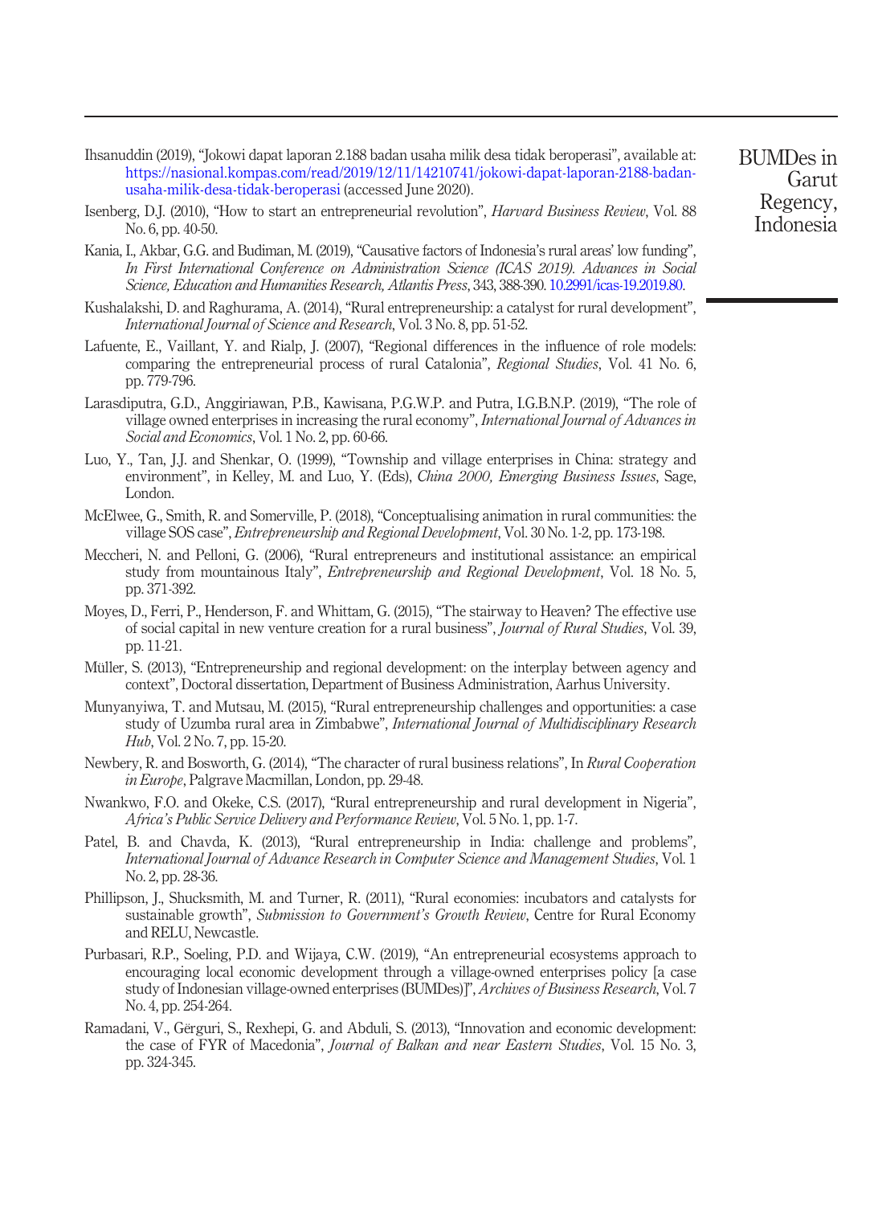Ihsanuddin (2019), "Jokowi dapat laporan 2.188 badan usaha milik desa tidak beroperasi", available at: https://nasional.kompas.com/read/2019/12/11/14210741/jokowi-dapat-laporan-2188-badan-usaha-milik-desa-tidak-beroperasi (accessed June 2020).

Isenberg, D.J. (2010), "How to start an entrepreneurial revolution", *Harvard Business Review*, Vol. 88 No. 6, pp. 40-50.

Kania, I., Akbar, G.G. and Budiman, M. (2019), "Causative factors of Indonesia's rural areas' low funding", *In First International Conference on Administration Science (ICAS 2019). Advances in Social Science, Education and Humanities Research, Atlantis Press*, 343, 388-390. 10.2991/icas-19.2019.80.

Kushalakshi, D. and Raghurama, A. (2014), "Rural entrepreneurship: a catalyst for rural development", *International Journal of Science and Research*, Vol. 3 No. 8, pp. 51-52.

Lafuente, E., Vaillant, Y. and Rialp, J. (2007), "Regional differences in the influence of role models: comparing the entrepreneurial process of rural Catalonia", *Regional Studies*, Vol. 41 No. 6, pp. 779-796.

Larasdiputra, G.D., Anggiriawan, P.B., Kawisana, P.G.W.P. and Putra, I.G.B.N.P. (2019), "The role of village owned enterprises in increasing the rural economy", *International Journal of Advances in Social and Economics*, Vol. 1 No. 2, pp. 60-66.

Luo, Y., Tan, J.J. and Shenkar, O. (1999), "Township and village enterprises in China: strategy and environment", in Kelley, M. and Luo, Y. (Eds), *China 2000, Emerging Business Issues*, Sage, London.

McElwee, G., Smith, R. and Somerville, P. (2018), "Conceptualising animation in rural communities: the village SOS case", *Entrepreneurship and Regional Development*, Vol. 30 No. 1-2, pp. 173-198.

Meccheri, N. and Pelloni, G. (2006), "Rural entrepreneurs and institutional assistance: an empirical study from mountainous Italy", *Entrepreneurship and Regional Development*, Vol. 18 No. 5, pp. 371-392.

Moyes, D., Ferri, P., Henderson, F. and Whittam, G. (2015), "The stairway to Heaven? The effective use of social capital in new venture creation for a rural business", *Journal of Rural Studies*, Vol. 39, pp. 11-21.

Müller, S. (2013), "Entrepreneurship and regional development: on the interplay between agency and context", Doctoral dissertation, Department of Business Administration, Aarhus University.

Munyanyiwa, T. and Mutsau, M. (2015), "Rural entrepreneurship challenges and opportunities: a case study of Uzumba rural area in Zimbabwe", *International Journal of Multidisciplinary Research Hub*, Vol. 2 No. 7, pp. 15-20.

Newbery, R. and Bosworth, G. (2014), "The character of rural business relations", In *Rural Cooperation in Europe*, Palgrave Macmillan, London, pp. 29-48.

Nwankwo, F.O. and Okeke, C.S. (2017), "Rural entrepreneurship and rural development in Nigeria", *Africa's Public Service Delivery and Performance Review*, Vol. 5 No. 1, pp. 1-7.

Patel, B. and Chavda, K. (2013), "Rural entrepreneurship in India: challenge and problems", *International Journal of Advance Research in Computer Science and Management Studies*, Vol. 1 No. 2, pp. 28-36.

Phillipson, J., Shucksmith, M. and Turner, R. (2011), "Rural economies: incubators and catalysts for sustainable growth", *Submission to Government's Growth Review*, Centre for Rural Economy and RELU, Newcastle.

Purbasari, R.P., Soeling, P.D. and Wijaya, C.W. (2019), "An entrepreneurial ecosystems approach to encouraging local economic development through a village-owned enterprises policy [a case study of Indonesian village-owned enterprises (BUMDes)]", *Archives of Business Research*, Vol. 7 No. 4, pp. 254-264.

Ramadani, V., Gërguri, S., Rexhepi, G. and Abduli, S. (2013), "Innovation and economic development: the case of FYR of Macedonia", *Journal of Balkan and near Eastern Studies*, Vol. 15 No. 3, pp. 324-345.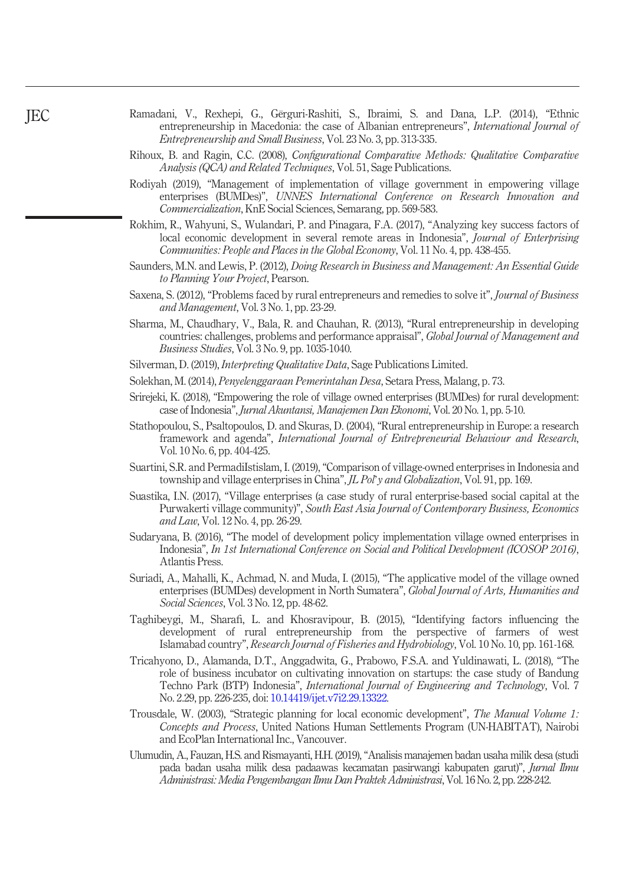Ramadani, V., Rexhepi, G., Gërguri-Rashiti, S., Ibraimi, S. and Dana, L.P. (2014), "Ethnic entrepreneurship in Macedonia: the case of Albanian entrepreneurs", *International Journal of Entrepreneurship and Small Business*, Vol. 23 No. 3, pp. 313-335.

Rihoux, B. and Ragin, C.C. (2008), *Configurational Comparative Methods: Qualitative Comparative Analysis (QCA) and Related Techniques*, Vol. 51, Sage Publications.

Rodiyah (2019), "Management of implementation of village government in empowering village enterprises (BUMDes)", *UNNES International Conference on Research Innovation and Commercialization*, KnE Social Sciences, Semarang, pp. 569-583.

Rokhim, R., Wahyuni, S., Wulandari, P. and Pinagara, F.A. (2017), "Analyzing key success factors of local economic development in several remote areas in Indonesia", *Journal of Enterprising Communities: People and Places in the Global Economy*, Vol. 11 No. 4, pp. 438-455.

Saunders, M.N. and Lewis, P. (2012), *Doing Research in Business and Management: An Essential Guide to Planning Your Project*, Pearson.

Saxena, S. (2012), "Problems faced by rural entrepreneurs and remedies to solve it", *Journal of Business and Management*, Vol. 3 No. 1, pp. 23-29.

Sharma, M., Chaudhary, V., Bala, R. and Chauhan, R. (2013), "Rural entrepreneurship in developing countries: challenges, problems and performance appraisal", *Global Journal of Management and Business Studies*, Vol. 3 No. 9, pp. 1035-1040.

Silverman, D. (2019), *Interpreting Qualitative Data*, Sage Publications Limited.

Solekhan, M. (2014), *Penyelenggaraan Pemerintahan Desa*, Setara Press, Malang, p. 73.

Srirejeki, K. (2018), "Empowering the role of village owned enterprises (BUMDes) for rural development: case of Indonesia", *Jurnal Akuntansi, Manajemen Dan Ekonomi*, Vol. 20 No. 1, pp. 5-10.

Stathopoulou, S., Psaltopoulos, D. and Skuras, D. (2004), "Rural entrepreneurship in Europe: a research framework and agenda", *International Journal of Entrepreneurial Behaviour and Research*, Vol. 10 No. 6, pp. 404-425.

Suartini, S.R. and PermadiIstislam, I. (2019), "Comparison of village-owned enterprises in Indonesia and township and village enterprises in China", *JL Pol'y and Globalization*, Vol. 91, pp. 169.

Suastika, I.N. (2017), "Village enterprises (a case study of rural enterprise-based social capital at the Purwakerti village community)", *South East Asia Journal of Contemporary Business, Economics and Law*, Vol. 12 No. 4, pp. 26-29.

Sudaryana, B. (2016), "The model of development policy implementation village owned enterprises in Indonesia", *In 1st International Conference on Social and Political Development (ICOSOP 2016)*, Atlantis Press.

Suriadi, A., Mahalli, K., Achmad, N. and Muda, I. (2015), "The applicative model of the village owned enterprises (BUMDes) development in North Sumatera", *Global Journal of Arts, Humanities and Social Sciences*, Vol. 3 No. 12, pp. 48-62.

Taghibeygi, M., Sharafi, L. and Khosravipour, B. (2015), "Identifying factors influencing the development of rural entrepreneurship from the perspective of farmers of west Islamabad country", *Research Journal of Fisheries and Hydrobiology*, Vol. 10 No. 10, pp. 161-168.

Tricahyono, D., Alamanda, D.T., Anggadwita, G., Prabowo, F.S.A. and Yuldinawati, L. (2018), "The role of business incubator on cultivating innovation on startups: the case study of Bandung Techno Park (BTP) Indonesia", *International Journal of Engineering and Technology*, Vol. 7 No. 2.29, pp. 226-235, doi: 10.14419/ijet.v7i2.29.13322.

Trousdale, W. (2003), "Strategic planning for local economic development", *The Manual Volume 1: Concepts and Process*, United Nations Human Settlements Program (UN-HABITAT), Nairobi and EcoPlan International Inc., Vancouver.

Ulumudin, A., Fauzan, H.S. and Rismayanti, H.H. (2019), "Analisis manajemen badan usaha milik desa (studi pada badan usaha milik desa padaawas kecamatan pasirwangi kabupaten garut)", *Jurnal Ilmu Administrasi: Media Pengembangan Ilmu Dan Praktek Administrasi*, Vol. 16 No. 2, pp. 228-242.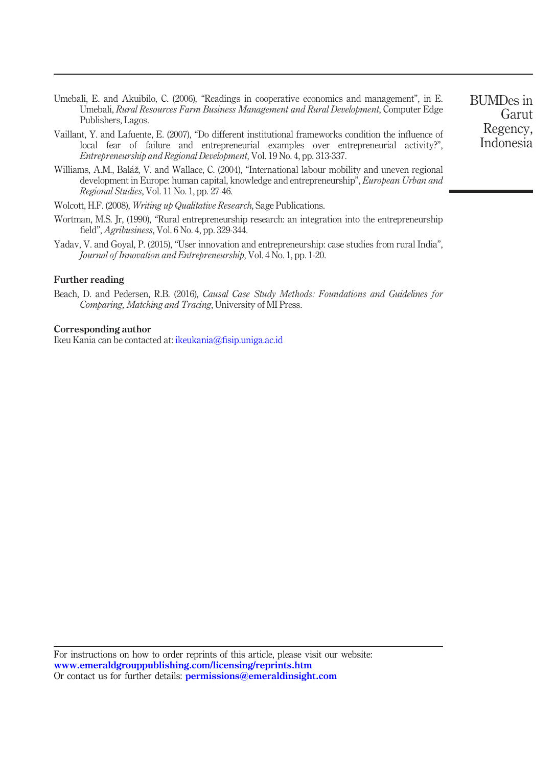Umebali, E. and Akuibilo, C. (2006), "Readings in cooperative economics and management", in E. Umebali, *Rural Resources Farm Business Management and Rural Development*, Computer Edge Publishers, Lagos.

Vaillant, Y. and Lafuente, E. (2007), "Do different institutional frameworks condition the influence of local fear of failure and entrepreneurial examples over entrepreneurial activity?", *Entrepreneurship and Regional Development*, Vol. 19 No. 4, pp. 313-337.

Williams, A.M., Baláž, V. and Wallace, C. (2004), "International labour mobility and uneven regional development in Europe: human capital, knowledge and entrepreneurship", *European Urban and Regional Studies*, Vol. 11 No. 1, pp. 27-46.

Wolcott, H.F. (2008), *Writing up Qualitative Research*, Sage Publications.

Wortman, M.S. Jr, (1990), "Rural entrepreneurship research: an integration into the entrepreneurship field", *Agribusiness*, Vol. 6 No. 4, pp. 329-344.

Yadav, V. and Goyal, P. (2015), "User innovation and entrepreneurship: case studies from rural India", *Journal of Innovation and Entrepreneurship*, Vol. 4 No. 1, pp. 1-20.

## Further reading

Beach, D. and Pedersen, R.B. (2016), *Causal Case Study Methods: Foundations and Guidelines for Comparing, Matching and Tracing*, University of MI Press.

## Corresponding author

Ikeu Kania can be contacted at: ikeukania@fisip.uniga.ac.id

For instructions on how to order reprints of this article, please visit our website:
**www.emeraldgrouppublishing.com/licensing/reprints.htm**
Or contact us for further details: **permissions@emeraldinsight.com**